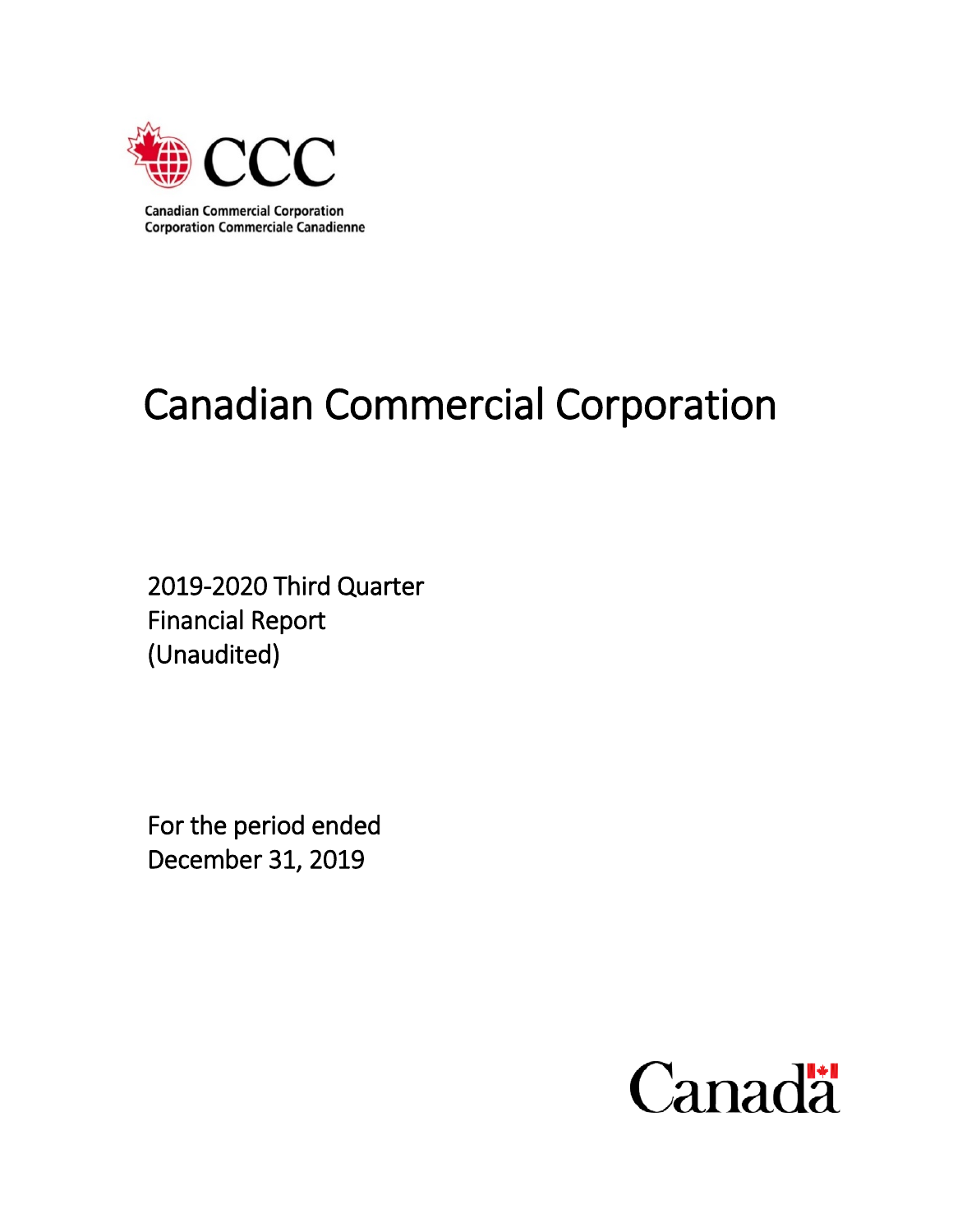CCC

Canadian Commercial Corporation
Corporation Commerciale Canadienne

# Canadian Commercial Corporation

2019-2020 Third Quarter
Financial Report
(Unaudited)

For the period ended
December 31, 2019

Canada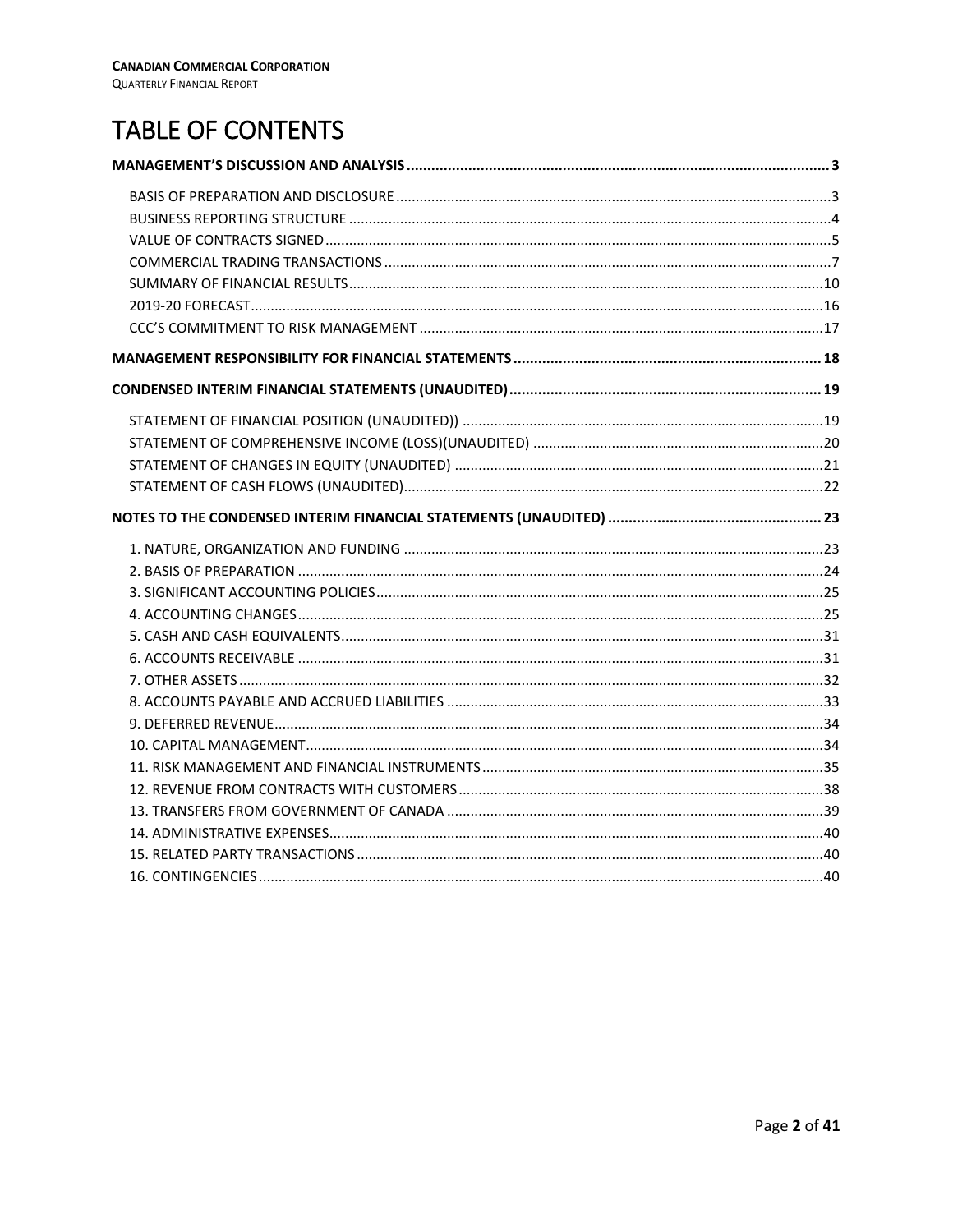# TABLE OF CONTENTS

**MANAGEMENT'S DISCUSSION AND ANALYSIS** ..... 3

- BASIS OF PREPARATION AND DISCLOSURE ..... 3
- BUSINESS REPORTING STRUCTURE ..... 4
- VALUE OF CONTRACTS SIGNED ..... 5
- COMMERCIAL TRADING TRANSACTIONS ..... 7
- SUMMARY OF FINANCIAL RESULTS ..... 10
- 2019-20 FORECAST ..... 16
- CCC'S COMMITMENT TO RISK MANAGEMENT ..... 17

**MANAGEMENT RESPONSIBILITY FOR FINANCIAL STATEMENTS** ..... 18

**CONDENSED INTERIM FINANCIAL STATEMENTS (UNAUDITED)** ..... 19

- STATEMENT OF FINANCIAL POSITION (UNAUDITED)) ..... 19
- STATEMENT OF COMPREHENSIVE INCOME (LOSS)(UNAUDITED) ..... 20
- STATEMENT OF CHANGES IN EQUITY (UNAUDITED) ..... 21
- STATEMENT OF CASH FLOWS (UNAUDITED) ..... 22

**NOTES TO THE CONDENSED INTERIM FINANCIAL STATEMENTS (UNAUDITED)** ..... 23

- 1. NATURE, ORGANIZATION AND FUNDING ..... 23
- 2. BASIS OF PREPARATION ..... 24
- 3. SIGNIFICANT ACCOUNTING POLICIES ..... 25
- 4. ACCOUNTING CHANGES ..... 25
- 5. CASH AND CASH EQUIVALENTS ..... 31
- 6. ACCOUNTS RECEIVABLE ..... 31
- 7. OTHER ASSETS ..... 32
- 8. ACCOUNTS PAYABLE AND ACCRUED LIABILITIES ..... 33
- 9. DEFERRED REVENUE ..... 34
- 10. CAPITAL MANAGEMENT ..... 34
- 11. RISK MANAGEMENT AND FINANCIAL INSTRUMENTS ..... 35
- 12. REVENUE FROM CONTRACTS WITH CUSTOMERS ..... 38
- 13. TRANSFERS FROM GOVERNMENT OF CANADA ..... 39
- 14. ADMINISTRATIVE EXPENSES ..... 40
- 15. RELATED PARTY TRANSACTIONS ..... 40
- 16. CONTINGENCIES ..... 40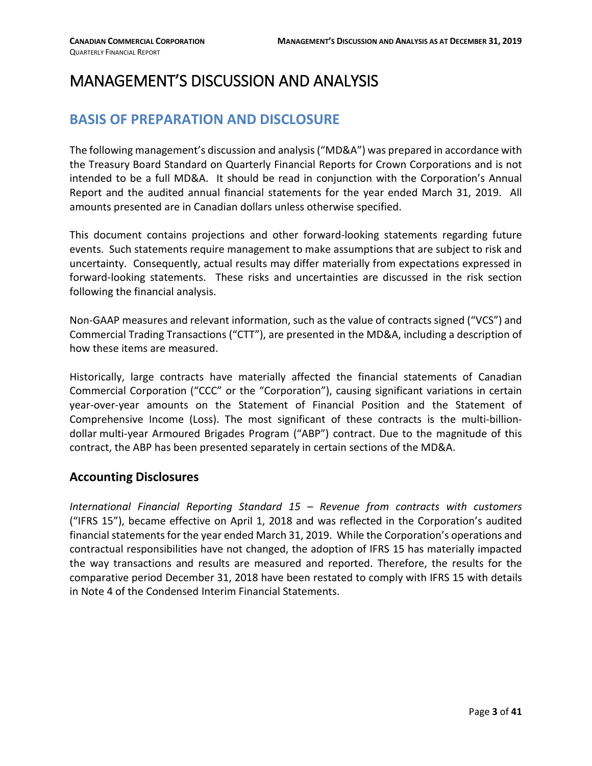# MANAGEMENT'S DISCUSSION AND ANALYSIS

## BASIS OF PREPARATION AND DISCLOSURE

The following management's discussion and analysis ("MD&A") was prepared in accordance with the Treasury Board Standard on Quarterly Financial Reports for Crown Corporations and is not intended to be a full MD&A. It should be read in conjunction with the Corporation's Annual Report and the audited annual financial statements for the year ended March 31, 2019. All amounts presented are in Canadian dollars unless otherwise specified.

This document contains projections and other forward-looking statements regarding future events. Such statements require management to make assumptions that are subject to risk and uncertainty. Consequently, actual results may differ materially from expectations expressed in forward-looking statements. These risks and uncertainties are discussed in the risk section following the financial analysis.

Non-GAAP measures and relevant information, such as the value of contracts signed ("VCS") and Commercial Trading Transactions ("CTT"), are presented in the MD&A, including a description of how these items are measured.

Historically, large contracts have materially affected the financial statements of Canadian Commercial Corporation ("CCC" or the "Corporation"), causing significant variations in certain year-over-year amounts on the Statement of Financial Position and the Statement of Comprehensive Income (Loss). The most significant of these contracts is the multi-billion-dollar multi-year Armoured Brigades Program ("ABP") contract. Due to the magnitude of this contract, the ABP has been presented separately in certain sections of the MD&A.

### Accounting Disclosures

*International Financial Reporting Standard 15 – Revenue from contracts with customers* ("IFRS 15"), became effective on April 1, 2018 and was reflected in the Corporation's audited financial statements for the year ended March 31, 2019. While the Corporation's operations and contractual responsibilities have not changed, the adoption of IFRS 15 has materially impacted the way transactions and results are measured and reported. Therefore, the results for the comparative period December 31, 2018 have been restated to comply with IFRS 15 with details in Note 4 of the Condensed Interim Financial Statements.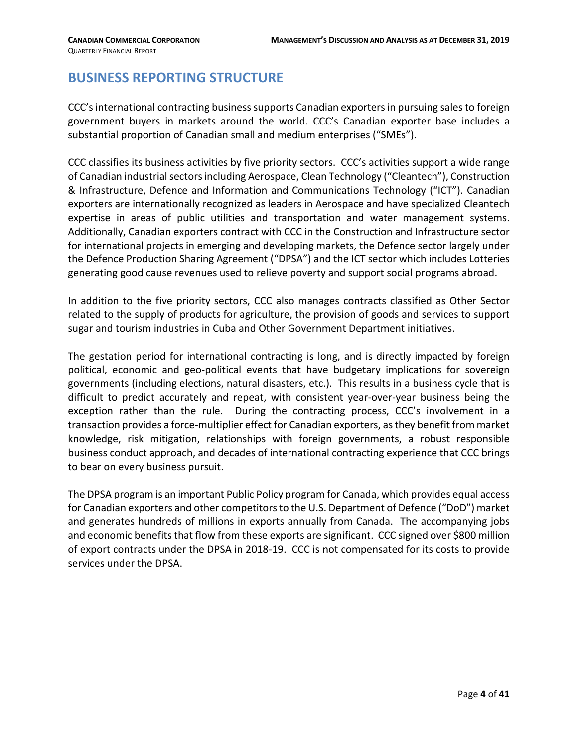# BUSINESS REPORTING STRUCTURE

CCC's international contracting business supports Canadian exporters in pursuing sales to foreign government buyers in markets around the world. CCC's Canadian exporter base includes a substantial proportion of Canadian small and medium enterprises ("SMEs").

CCC classifies its business activities by five priority sectors. CCC's activities support a wide range of Canadian industrial sectors including Aerospace, Clean Technology ("Cleantech"), Construction & Infrastructure, Defence and Information and Communications Technology ("ICT"). Canadian exporters are internationally recognized as leaders in Aerospace and have specialized Cleantech expertise in areas of public utilities and transportation and water management systems. Additionally, Canadian exporters contract with CCC in the Construction and Infrastructure sector for international projects in emerging and developing markets, the Defence sector largely under the Defence Production Sharing Agreement ("DPSA") and the ICT sector which includes Lotteries generating good cause revenues used to relieve poverty and support social programs abroad.

In addition to the five priority sectors, CCC also manages contracts classified as Other Sector related to the supply of products for agriculture, the provision of goods and services to support sugar and tourism industries in Cuba and Other Government Department initiatives.

The gestation period for international contracting is long, and is directly impacted by foreign political, economic and geo-political events that have budgetary implications for sovereign governments (including elections, natural disasters, etc.). This results in a business cycle that is difficult to predict accurately and repeat, with consistent year-over-year business being the exception rather than the rule. During the contracting process, CCC's involvement in a transaction provides a force-multiplier effect for Canadian exporters, as they benefit from market knowledge, risk mitigation, relationships with foreign governments, a robust responsible business conduct approach, and decades of international contracting experience that CCC brings to bear on every business pursuit.

The DPSA program is an important Public Policy program for Canada, which provides equal access for Canadian exporters and other competitors to the U.S. Department of Defence ("DoD") market and generates hundreds of millions in exports annually from Canada. The accompanying jobs and economic benefits that flow from these exports are significant. CCC signed over $800 million of export contracts under the DPSA in 2018-19. CCC is not compensated for its costs to provide services under the DPSA.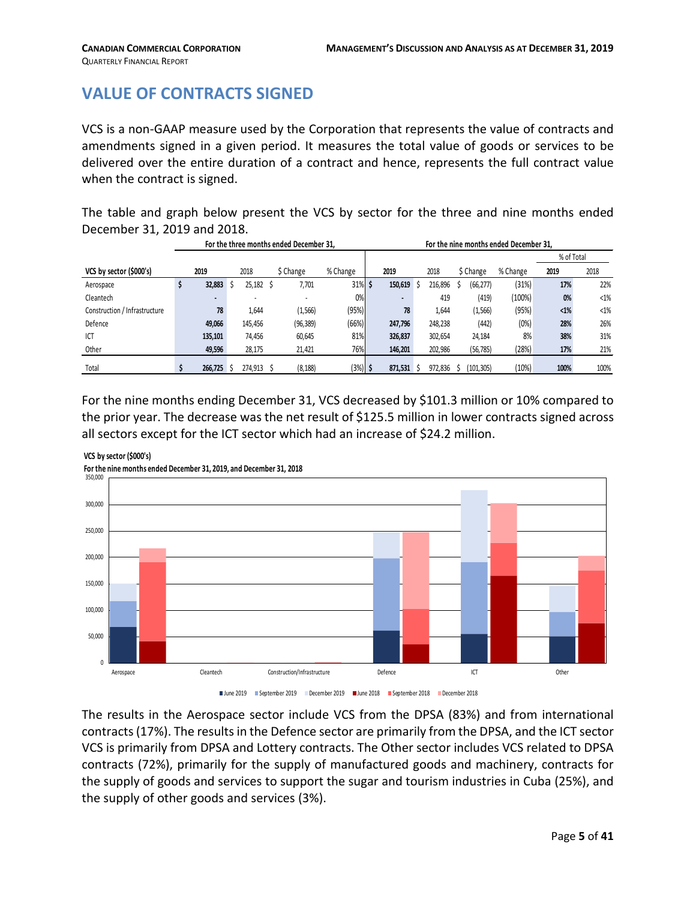# VALUE OF CONTRACTS SIGNED

VCS is a non-GAAP measure used by the Corporation that represents the value of contracts and amendments signed in a given period. It measures the total value of goods or services to be delivered over the entire duration of a contract and hence, represents the full contract value when the contract is signed.

The table and graph below present the VCS by sector for the three and nine months ended December 31, 2019 and 2018.

| | For the three months ended December 31, | | | | For the nine months ended December 31, | | | | | |
|---|---|---|---|---|---|---|---|---|---|---|
| | | | | | | | | | % of Total | |
| VCS by sector ($000's) | 2019 | 2018 | $ Change | % Change | 2019 | 2018 | $ Change | % Change | 2019 | 2018 |
| Aerospace | $ 32,883 | $ 25,182 | $ 7,701 | 31% | $ 150,619 | $ 216,896 | $ (66,277) | (31%) | 17% | 22% |
| Cleantech | - | - | - | 0% | - | 419 | (419) | (100%) | 0% | <1% |
| Construction / Infrastructure | 78 | 1,644 | (1,566) | (95%) | 78 | 1,644 | (1,566) | (95%) | <1% | <1% |
| Defence | 49,066 | 145,456 | (96,389) | (66%) | 247,796 | 248,238 | (442) | (0%) | 28% | 26% |
| ICT | 135,101 | 74,456 | 60,645 | 81% | 326,837 | 302,654 | 24,184 | 8% | 38% | 31% |
| Other | 49,596 | 28,175 | 21,421 | 76% | 146,201 | 202,986 | (56,785) | (28%) | 17% | 21% |
| Total | $ 266,725 | $ 274,913 | $ (8,188) | (3%) | $ 871,531 | $ 972,836 | $ (101,305) | (10%) | 100% | 100% |

For the nine months ending December 31, VCS decreased by $101.3 million or 10% compared to the prior year. The decrease was the net result of $125.5 million in lower contracts signed across all sectors except for the ICT sector which had an increase of $24.2 million.

**VCS by sector ($000's)**
**For the nine months ended December 31, 2019, and December 31, 2018**

The results in the Aerospace sector include VCS from the DPSA (83%) and from international contracts (17%). The results in the Defence sector are primarily from the DPSA, and the ICT sector VCS is primarily from DPSA and Lottery contracts. The Other sector includes VCS related to DPSA contracts (72%), primarily for the supply of manufactured goods and machinery, contracts for the supply of goods and services to support the sugar and tourism industries in Cuba (25%), and the supply of other goods and services (3%).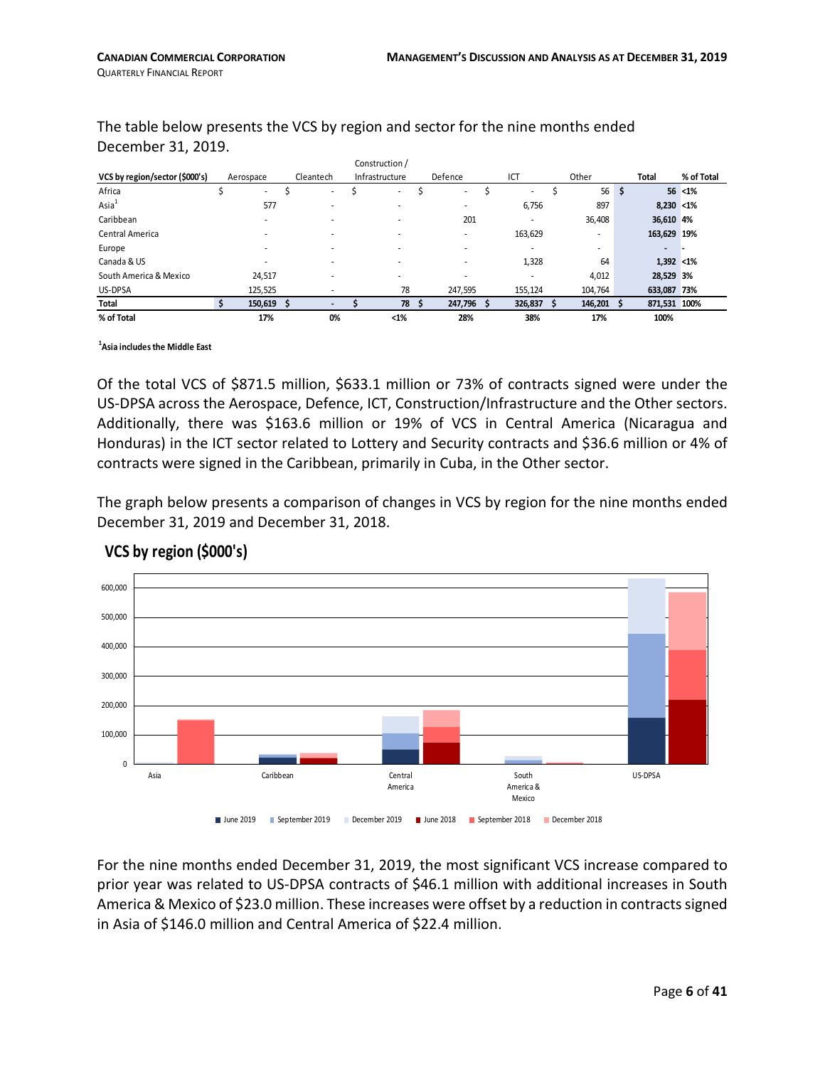The table below presents the VCS by region and sector for the nine months ended December 31, 2019.

| VCS by region/sector ($000's) | Aerospace | Cleantech | Construction / Infrastructure | Defence | ICT | Other | Total | % of Total |
|---|---|---|---|---|---|---|---|---|
| Africa | $ - | $ - | $ - | $ - | $ - | $ 56 | $ 56 | <1% |
| Asia[1] | 577 | - | - | - | 6,756 | 897 | 8,230 | <1% |
| Caribbean | - | - | - | 201 | - | 36,408 | 36,610 | 4% |
| Central America | - | - | - | - | 163,629 | - | 163,629 | 19% |
| Europe | - | - | - | - | - | - | - | - |
| Canada & US | - | - | - | - | 1,328 | 64 | 1,392 | <1% |
| South America & Mexico | 24,517 | - | - | - | - | 4,012 | 28,529 | 3% |
| US-DPSA | 125,525 | - | 78 | 247,595 | 155,124 | 104,764 | 633,087 | 73% |
| **Total** | **$ 150,619** | **$ -** | **$ 78** | **$ 247,796** | **$ 326,837** | **$ 146,201** | **$ 871,531** | **100%** |
| **% of Total** | **17%** | **0%** | **<1%** | **28%** | **38%** | **17%** | **100%** | |

**[1]Asia includes the Middle East**

Of the total VCS of $871.5 million, $633.1 million or 73% of contracts signed were under the US-DPSA across the Aerospace, Defence, ICT, Construction/Infrastructure and the Other sectors. Additionally, there was $163.6 million or 19% of VCS in Central America (Nicaragua and Honduras) in the ICT sector related to Lottery and Security contracts and $36.6 million or 4% of contracts were signed in the Caribbean, primarily in Cuba, in the Other sector.

The graph below presents a comparison of changes in VCS by region for the nine months ended December 31, 2019 and December 31, 2018.

**VCS by region ($000's)**

For the nine months ended December 31, 2019, the most significant VCS increase compared to prior year was related to US-DPSA contracts of $46.1 million with additional increases in South America & Mexico of $23.0 million. These increases were offset by a reduction in contracts signed in Asia of $146.0 million and Central America of $22.4 million.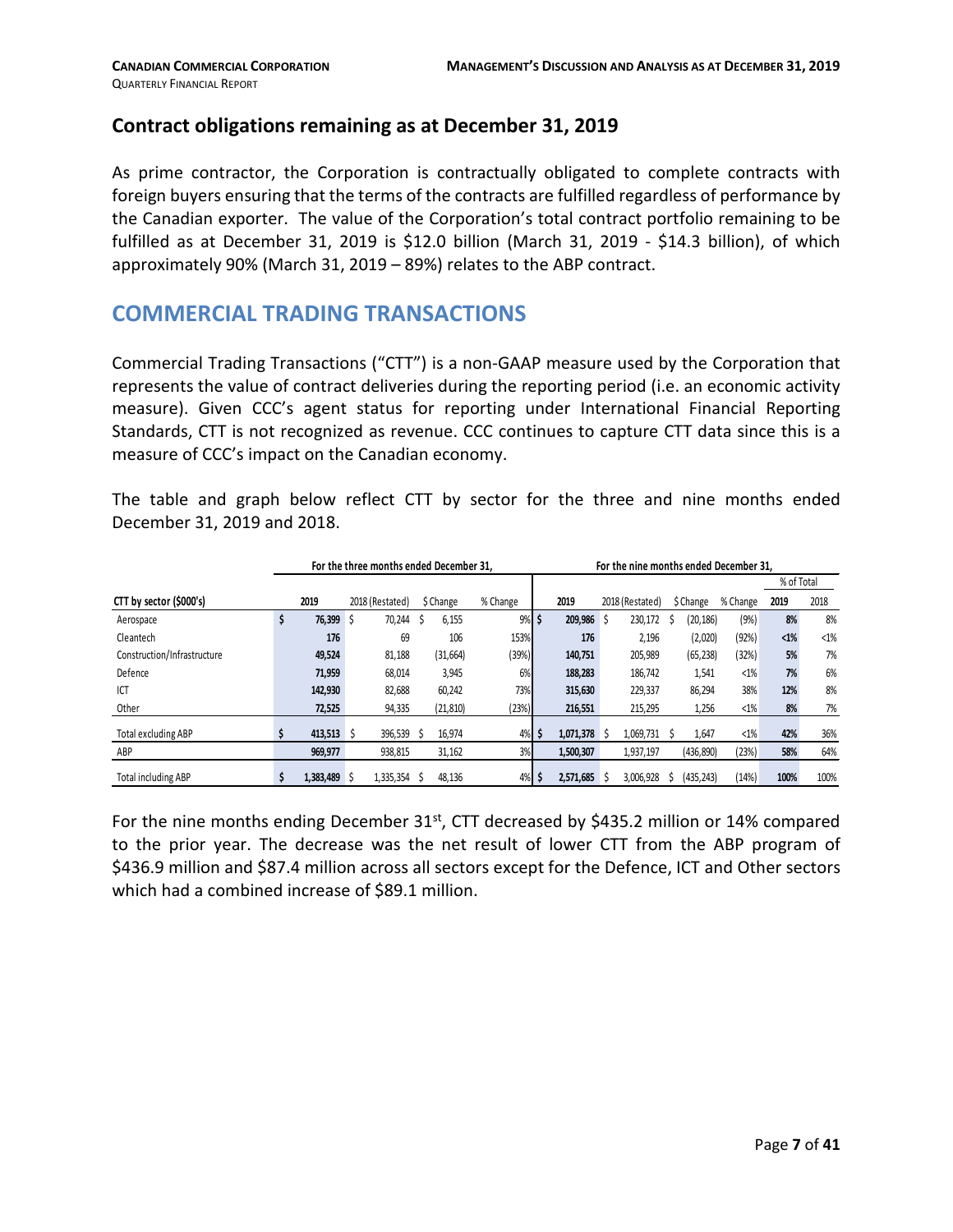## Contract obligations remaining as at December 31, 2019

As prime contractor, the Corporation is contractually obligated to complete contracts with foreign buyers ensuring that the terms of the contracts are fulfilled regardless of performance by the Canadian exporter. The value of the Corporation's total contract portfolio remaining to be fulfilled as at December 31, 2019 is $12.0 billion (March 31, 2019 - $14.3 billion), of which approximately 90% (March 31, 2019 – 89%) relates to the ABP contract.

# COMMERCIAL TRADING TRANSACTIONS

Commercial Trading Transactions ("CTT") is a non-GAAP measure used by the Corporation that represents the value of contract deliveries during the reporting period (i.e. an economic activity measure). Given CCC's agent status for reporting under International Financial Reporting Standards, CTT is not recognized as revenue. CCC continues to capture CTT data since this is a measure of CCC's impact on the Canadian economy.

The table and graph below reflect CTT by sector for the three and nine months ended December 31, 2019 and 2018.

| | For the three months ended December 31, | | | | For the nine months ended December 31, | | | | | |
|---|---|---|---|---|---|---|---|---|---|---|
| | | | | | | | | | % of Total | |
| CTT by sector ($000's) | 2019 | 2018 (Restated) | $ Change | % Change | 2019 | 2018 (Restated) | $ Change | % Change | 2019 | 2018 |
| Aerospace | $ 76,399 | $ 70,244 | $ 6,155 | 9% | $ 209,986 | $ 230,172 | $ (20,186) | (9%) | 8% | 8% |
| Cleantech | 176 | 69 | 106 | 153% | 176 | 2,196 | (2,020) | (92%) | <1% | <1% |
| Construction/Infrastructure | 49,524 | 81,188 | (31,664) | (39%) | 140,751 | 205,989 | (65,238) | (32%) | 5% | 7% |
| Defence | 71,959 | 68,014 | 3,945 | 6% | 188,283 | 186,742 | 1,541 | <1% | 7% | 6% |
| ICT | 142,930 | 82,688 | 60,242 | 73% | 315,630 | 229,337 | 86,294 | 38% | 12% | 8% |
| Other | 72,525 | 94,335 | (21,810) | (23%) | 216,551 | 215,295 | 1,256 | <1% | 8% | 7% |
| Total excluding ABP | $ 413,513 | $ 396,539 | $ 16,974 | 4% | $ 1,071,378 | $ 1,069,731 | $ 1,647 | <1% | 42% | 36% |
| ABP | 969,977 | 938,815 | 31,162 | 3% | 1,500,307 | 1,937,197 | (436,890) | (23%) | 58% | 64% |
| Total including ABP | $ 1,383,489 | $ 1,335,354 | $ 48,136 | 4% | $ 2,571,685 | $ 3,006,928 | $ (435,243) | (14%) | 100% | 100% |

For the nine months ending December 31st, CTT decreased by $435.2 million or 14% compared to the prior year. The decrease was the net result of lower CTT from the ABP program of $436.9 million and $87.4 million across all sectors except for the Defence, ICT and Other sectors which had a combined increase of $89.1 million.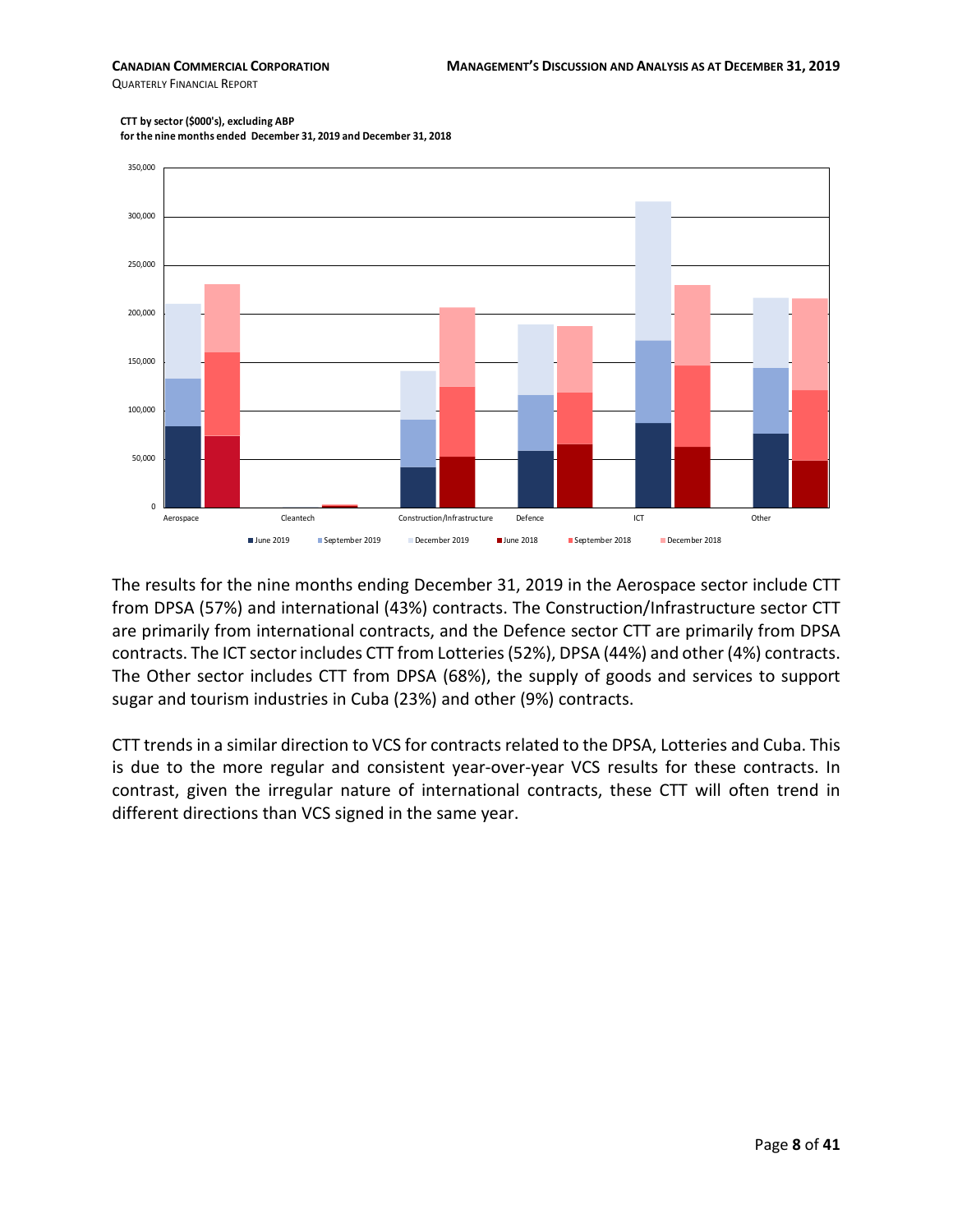**CTT by sector ($000's), excluding ABP**
**for the nine months ended December 31, 2019 and December 31, 2018**

The results for the nine months ending December 31, 2019 in the Aerospace sector include CTT from DPSA (57%) and international (43%) contracts. The Construction/Infrastructure sector CTT are primarily from international contracts, and the Defence sector CTT are primarily from DPSA contracts. The ICT sector includes CTT from Lotteries (52%), DPSA (44%) and other (4%) contracts. The Other sector includes CTT from DPSA (68%), the supply of goods and services to support sugar and tourism industries in Cuba (23%) and other (9%) contracts.

CTT trends in a similar direction to VCS for contracts related to the DPSA, Lotteries and Cuba. This is due to the more regular and consistent year-over-year VCS results for these contracts. In contrast, given the irregular nature of international contracts, these CTT will often trend in different directions than VCS signed in the same year.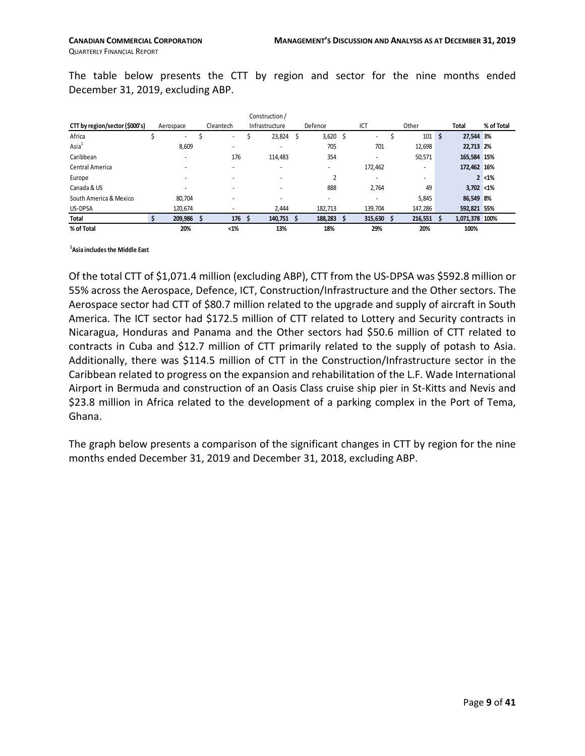The table below presents the CTT by region and sector for the nine months ended December 31, 2019, excluding ABP.

| CTT by region/sector ($000's) | Aerospace | Cleantech | Construction / Infrastructure | Defence | ICT | Other | Total | % of Total |
|---|---|---|---|---|---|---|---|---|
| Africa | $ - | $ - | $ 23,824 | $ 3,620 | $ - | $ 101 | $ 27,544 | 3% |
| Asia[1] | 8,609 | - | - | 705 | 701 | 12,698 | 22,713 | 2% |
| Caribbean | - | 176 | 114,483 | 354 | - | 50,571 | 165,584 | 15% |
| Central America | - | - | - | - | 172,462 | - | 172,462 | 16% |
| Europe | - | - | - | 2 | - | - | 2 | <1% |
| Canada & US | - | - | - | 888 | 2,764 | 49 | 3,702 | <1% |
| South America & Mexico | 80,704 | - | - | - | - | 5,845 | 86,549 | 8% |
| US-DPSA | 120,674 | - | 2,444 | 182,713 | 139,704 | 147,286 | 592,821 | 55% |
| **Total** | **$ 209,986** | **$ 176** | **$ 140,751** | **$ 188,283** | **$ 315,630** | **$ 216,551** | **$ 1,071,378** | **100%** |
| **% of Total** | **20%** | **<1%** | **13%** | **18%** | **29%** | **20%** | **100%** | |

**[1]Asia includes the Middle East**

Of the total CTT of $1,071.4 million (excluding ABP), CTT from the US-DPSA was $592.8 million or 55% across the Aerospace, Defence, ICT, Construction/Infrastructure and the Other sectors. The Aerospace sector had CTT of $80.7 million related to the upgrade and supply of aircraft in South America. The ICT sector had $172.5 million of CTT related to Lottery and Security contracts in Nicaragua, Honduras and Panama and the Other sectors had $50.6 million of CTT related to contracts in Cuba and $12.7 million of CTT primarily related to the supply of potash to Asia. Additionally, there was $114.5 million of CTT in the Construction/Infrastructure sector in the Caribbean related to progress on the expansion and rehabilitation of the L.F. Wade International Airport in Bermuda and construction of an Oasis Class cruise ship pier in St-Kitts and Nevis and $23.8 million in Africa related to the development of a parking complex in the Port of Tema, Ghana.

The graph below presents a comparison of the significant changes in CTT by region for the nine months ended December 31, 2019 and December 31, 2018, excluding ABP.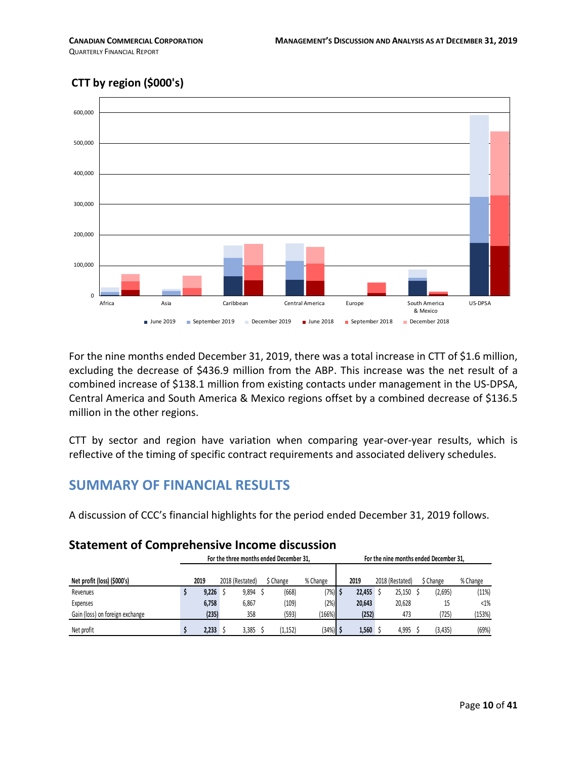## CTT by region ($000's)

For the nine months ended December 31, 2019, there was a total increase in CTT of $1.6 million, excluding the decrease of $436.9 million from the ABP. This increase was the net result of a combined increase of $138.1 million from existing contacts under management in the US-DPSA, Central America and South America & Mexico regions offset by a combined decrease of $136.5 million in the other regions.

CTT by sector and region have variation when comparing year-over-year results, which is reflective of the timing of specific contract requirements and associated delivery schedules.

# SUMMARY OF FINANCIAL RESULTS

A discussion of CCC's financial highlights for the period ended December 31, 2019 follows.

## Statement of Comprehensive Income discussion

| | For the three months ended December 31, | | | | For the nine months ended December 31, | | | |
|---|---|---|---|---|---|---|---|---|
| **Net profit (loss) ($000's)** | **2019** | 2018 (Restated) | $ Change | % Change | **2019** | 2018 (Restated) | $ Change | % Change |
| Revenues | $ **9,226** | $ 9,894 | $ (668) | (7%) | $ **22,455** | $ 25,150 | $ (2,695) | (11%) |
| Expenses | **6,758** | 6,867 | (109) | (2%) | **20,643** | 20,628 | 15 | <1% |
| Gain (loss) on foreign exchange | **(235)** | 358 | (593) | (166%) | **(252)** | 473 | (725) | (153%) |
| Net profit | $ **2,233** | $ 3,385 | $ (1,152) | (34%) | $ **1,560** | $ 4,995 | $ (3,435) | (69%) |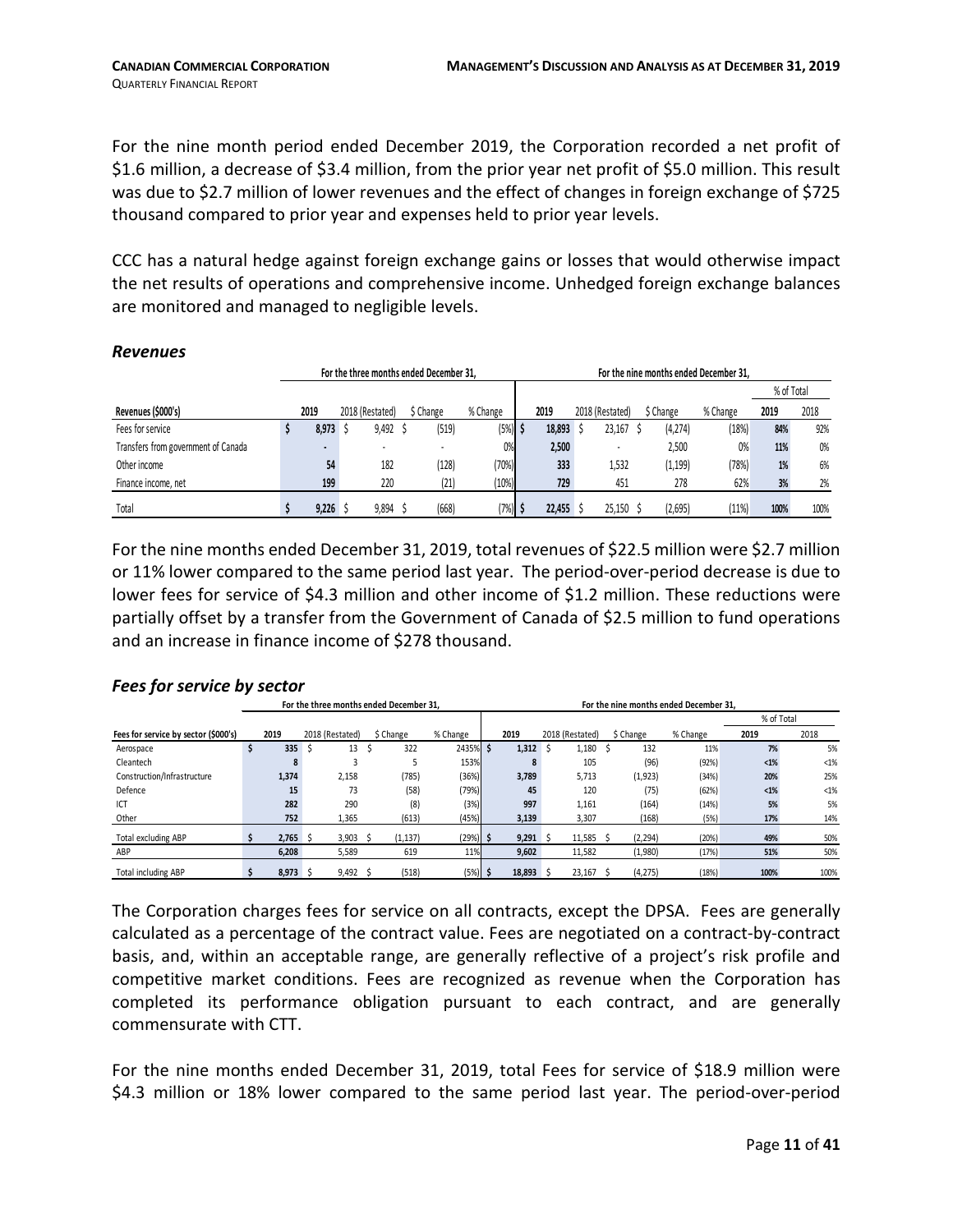For the nine month period ended December 2019, the Corporation recorded a net profit of $1.6 million, a decrease of $3.4 million, from the prior year net profit of $5.0 million. This result was due to $2.7 million of lower revenues and the effect of changes in foreign exchange of $725 thousand compared to prior year and expenses held to prior year levels.

CCC has a natural hedge against foreign exchange gains or losses that would otherwise impact the net results of operations and comprehensive income. Unhedged foreign exchange balances are monitored and managed to negligible levels.

### *Revenues*

| | For the three months ended December 31, | | | | For the nine months ended December 31, | | | | | |
|---|---|---|---|---|---|---|---|---|---|---|
| | | | | | | | | | % of Total | |
| Revenues ($000's) | 2019 | 2018 (Restated) | $ Change | % Change | 2019 | 2018 (Restated) | $ Change | % Change | 2019 | 2018 |
| Fees for service | $ 8,973 | $ 9,492 | $ (519) | (5%) | $ 18,893 | $ 23,167 | $ (4,274) | (18%) | 84% | 92% |
| Transfers from government of Canada | - | - | - | 0% | 2,500 | - | 2,500 | 0% | 11% | 0% |
| Other income | 54 | 182 | (128) | (70%) | 333 | 1,532 | (1,199) | (78%) | 1% | 6% |
| Finance income, net | 199 | 220 | (21) | (10%) | 729 | 451 | 278 | 62% | 3% | 2% |
| Total | $ 9,226 | $ 9,894 | $ (668) | (7%) | $ 22,455 | $ 25,150 | $ (2,695) | (11%) | 100% | 100% |

For the nine months ended December 31, 2019, total revenues of $22.5 million were $2.7 million or 11% lower compared to the same period last year. The period-over-period decrease is due to lower fees for service of $4.3 million and other income of $1.2 million. These reductions were partially offset by a transfer from the Government of Canada of $2.5 million to fund operations and an increase in finance income of $278 thousand.

### *Fees for service by sector*

| | For the three months ended December 31, | | | | For the nine months ended December 31, | | | | | |
|---|---|---|---|---|---|---|---|---|---|---|
| | | | | | | | | | % of Total | |
| Fees for service by sector ($000's) | 2019 | 2018 (Restated) | $ Change | % Change | 2019 | 2018 (Restated) | $ Change | % Change | 2019 | 2018 |
| Aerospace | $ 335 | $ 13 | $ 322 | 2435% | $ 1,312 | $ 1,180 | $ 132 | 11% | 7% | 5% |
| Cleantech | 8 | 3 | 5 | 153% | 8 | 105 | (96) | (92%) | <1% | <1% |
| Construction/Infrastructure | 1,374 | 2,158 | (785) | (36%) | 3,789 | 5,713 | (1,923) | (34%) | 20% | 25% |
| Defence | 15 | 73 | (58) | (79%) | 45 | 120 | (75) | (62%) | <1% | <1% |
| ICT | 282 | 290 | (8) | (3%) | 997 | 1,161 | (164) | (14%) | 5% | 5% |
| Other | 752 | 1,365 | (613) | (45%) | 3,139 | 3,307 | (168) | (5%) | 17% | 14% |
| Total excluding ABP | $ 2,765 | $ 3,903 | $ (1,137) | (29%) | $ 9,291 | $ 11,585 | $ (2,294) | (20%) | 49% | 50% |
| ABP | 6,208 | 5,589 | 619 | 11% | 9,602 | 11,582 | (1,980) | (17%) | 51% | 50% |
| Total including ABP | $ 8,973 | $ 9,492 | $ (518) | (5%) | $ 18,893 | $ 23,167 | $ (4,275) | (18%) | 100% | 100% |

The Corporation charges fees for service on all contracts, except the DPSA. Fees are generally calculated as a percentage of the contract value. Fees are negotiated on a contract-by-contract basis, and, within an acceptable range, are generally reflective of a project's risk profile and competitive market conditions. Fees are recognized as revenue when the Corporation has completed its performance obligation pursuant to each contract, and are generally commensurate with CTT.

For the nine months ended December 31, 2019, total Fees for service of $18.9 million were $4.3 million or 18% lower compared to the same period last year. The period-over-period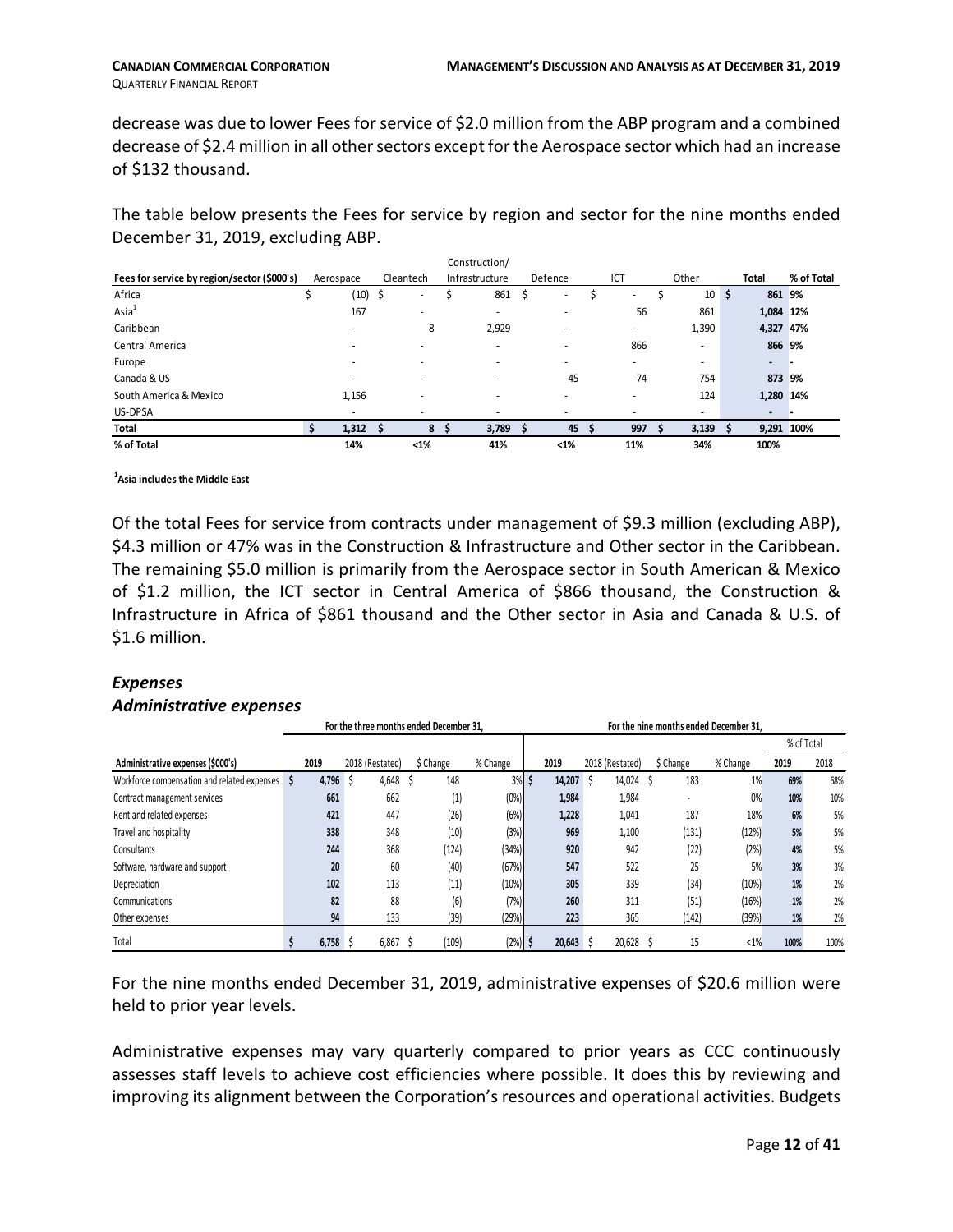decrease was due to lower Fees for service of $2.0 million from the ABP program and a combined decrease of $2.4 million in all other sectors except for the Aerospace sector which had an increase of $132 thousand.

The table below presents the Fees for service by region and sector for the nine months ended December 31, 2019, excluding ABP.

| Fees for service by region/sector ($000's) | Aerospace | Cleantech | Construction/ Infrastructure | Defence | ICT | Other | Total | % of Total |
|---|---|---|---|---|---|---|---|---|
| Africa | $ (10) | $ - | $ 861 | $ - | $ - | $ 10 | $ 861 | 9% |
| Asia[1] | 167 | - | - | - | 56 | 861 | 1,084 | 12% |
| Caribbean | - | 8 | 2,929 | - | - | 1,390 | 4,327 | 47% |
| Central America | - | - | - | - | 866 | - | 866 | 9% |
| Europe | - | - | - | - | - | - | - | - |
| Canada & US | - | - | - | 45 | 74 | 754 | 873 | 9% |
| South America & Mexico | 1,156 | - | - | - | - | 124 | 1,280 | 14% |
| US-DPSA | - | - | - | - | - | - | - | - |
| **Total** | **$ 1,312** | **$ 8** | **$ 3,789** | **$ 45** | **$ 997** | **$ 3,139** | **$ 9,291** | **100%** |
| **% of Total** | **14%** | **<1%** | **41%** | **<1%** | **11%** | **34%** | **100%** | |

**[1]Asia includes the Middle East**

Of the total Fees for service from contracts under management of $9.3 million (excluding ABP), $4.3 million or 47% was in the Construction & Infrastructure and Other sector in the Caribbean. The remaining $5.0 million is primarily from the Aerospace sector in South American & Mexico of $1.2 million, the ICT sector in Central America of $866 thousand, the Construction & Infrastructure in Africa of $861 thousand and the Other sector in Asia and Canada & U.S. of $1.6 million.

### *Expenses*

### *Administrative expenses*

| | For the three months ended December 31, | | | | For the nine months ended December 31, | | | | | |
|---|---|---|---|---|---|---|---|---|---|---|
| | | | | | | | | | % of Total | |
| **Administrative expenses ($000's)** | **2019** | 2018 (Restated) | $ Change | % Change | **2019** | 2018 (Restated) | $ Change | % Change | **2019** | 2018 |
| Workforce compensation and related expenses | **$ 4,796** | $ 4,648 | $ 148 | 3% | **$ 14,207** | $ 14,024 | $ 183 | 1% | **69%** | 68% |
| Contract management services | **661** | 662 | (1) | (0%) | **1,984** | 1,984 | - | 0% | **10%** | 10% |
| Rent and related expenses | **421** | 447 | (26) | (6%) | **1,228** | 1,041 | 187 | 18% | **6%** | 5% |
| Travel and hospitality | **338** | 348 | (10) | (3%) | **969** | 1,100 | (131) | (12%) | **5%** | 5% |
| Consultants | **244** | 368 | (124) | (34%) | **920** | 942 | (22) | (2%) | **4%** | 5% |
| Software, hardware and support | **20** | 60 | (40) | (67%) | **547** | 522 | 25 | 5% | **3%** | 3% |
| Depreciation | **102** | 113 | (11) | (10%) | **305** | 339 | (34) | (10%) | **1%** | 2% |
| Communications | **82** | 88 | (6) | (7%) | **260** | 311 | (51) | (16%) | **1%** | 2% |
| Other expenses | **94** | 133 | (39) | (29%) | **223** | 365 | (142) | (39%) | **1%** | 2% |
| Total | **$ 6,758** | $ 6,867 | $ (109) | (2%) | **$ 20,643** | $ 20,628 | $ 15 | <1% | **100%** | 100% |

For the nine months ended December 31, 2019, administrative expenses of $20.6 million were held to prior year levels.

Administrative expenses may vary quarterly compared to prior years as CCC continuously assesses staff levels to achieve cost efficiencies where possible. It does this by reviewing and improving its alignment between the Corporation's resources and operational activities. Budgets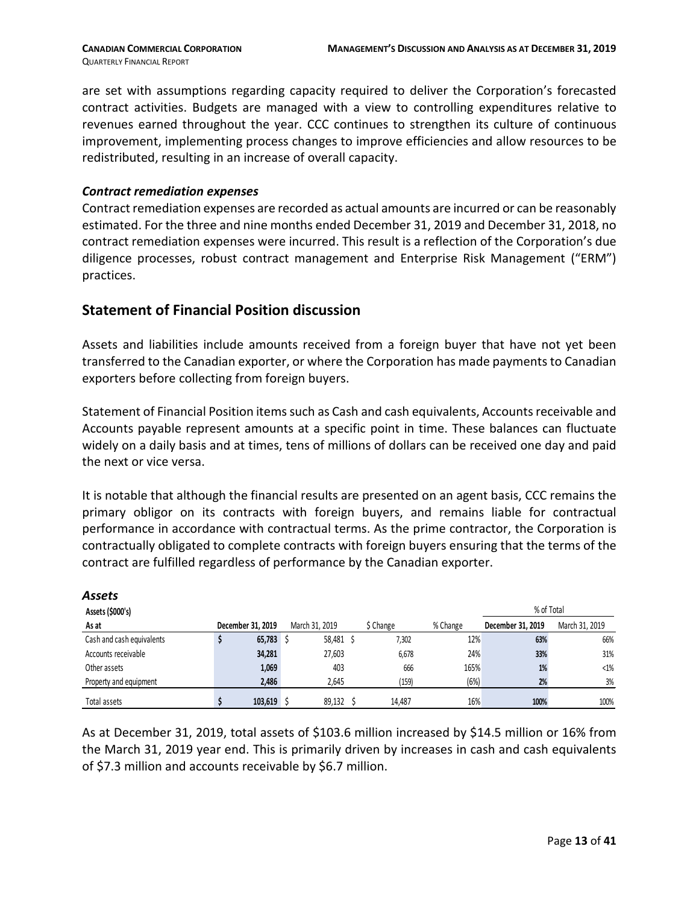are set with assumptions regarding capacity required to deliver the Corporation's forecasted contract activities. Budgets are managed with a view to controlling expenditures relative to revenues earned throughout the year. CCC continues to strengthen its culture of continuous improvement, implementing process changes to improve efficiencies and allow resources to be redistributed, resulting in an increase of overall capacity.

### *Contract remediation expenses*

Contract remediation expenses are recorded as actual amounts are incurred or can be reasonably estimated. For the three and nine months ended December 31, 2019 and December 31, 2018, no contract remediation expenses were incurred. This result is a reflection of the Corporation's due diligence processes, robust contract management and Enterprise Risk Management ("ERM") practices.

## Statement of Financial Position discussion

Assets and liabilities include amounts received from a foreign buyer that have not yet been transferred to the Canadian exporter, or where the Corporation has made payments to Canadian exporters before collecting from foreign buyers.

Statement of Financial Position items such as Cash and cash equivalents, Accounts receivable and Accounts payable represent amounts at a specific point in time. These balances can fluctuate widely on a daily basis and at times, tens of millions of dollars can be received one day and paid the next or vice versa.

It is notable that although the financial results are presented on an agent basis, CCC remains the primary obligor on its contracts with foreign buyers, and remains liable for contractual performance in accordance with contractual terms. As the prime contractor, the Corporation is contractually obligated to complete contracts with foreign buyers ensuring that the terms of the contract are fulfilled regardless of performance by the Canadian exporter.

### *Assets*

| **Assets ($000's)** | | | | | % of Total | |
|---|---|---|---|---|---|---|
| **As at** | **December 31, 2019** | March 31, 2019 | $ Change | % Change | **December 31, 2019** | March 31, 2019 |
| Cash and cash equivalents | $ **65,783** | $ 58,481 | $ 7,302 | 12% | **63%** | 66% |
| Accounts receivable | **34,281** | 27,603 | 6,678 | 24% | **33%** | 31% |
| Other assets | **1,069** | 403 | 666 | 165% | **1%** | <1% |
| Property and equipment | **2,486** | 2,645 | (159) | (6%) | **2%** | 3% |
| Total assets | $ **103,619** | $ 89,132 | $ 14,487 | 16% | **100%** | 100% |

As at December 31, 2019, total assets of $103.6 million increased by $14.5 million or 16% from the March 31, 2019 year end. This is primarily driven by increases in cash and cash equivalents of $7.3 million and accounts receivable by $6.7 million.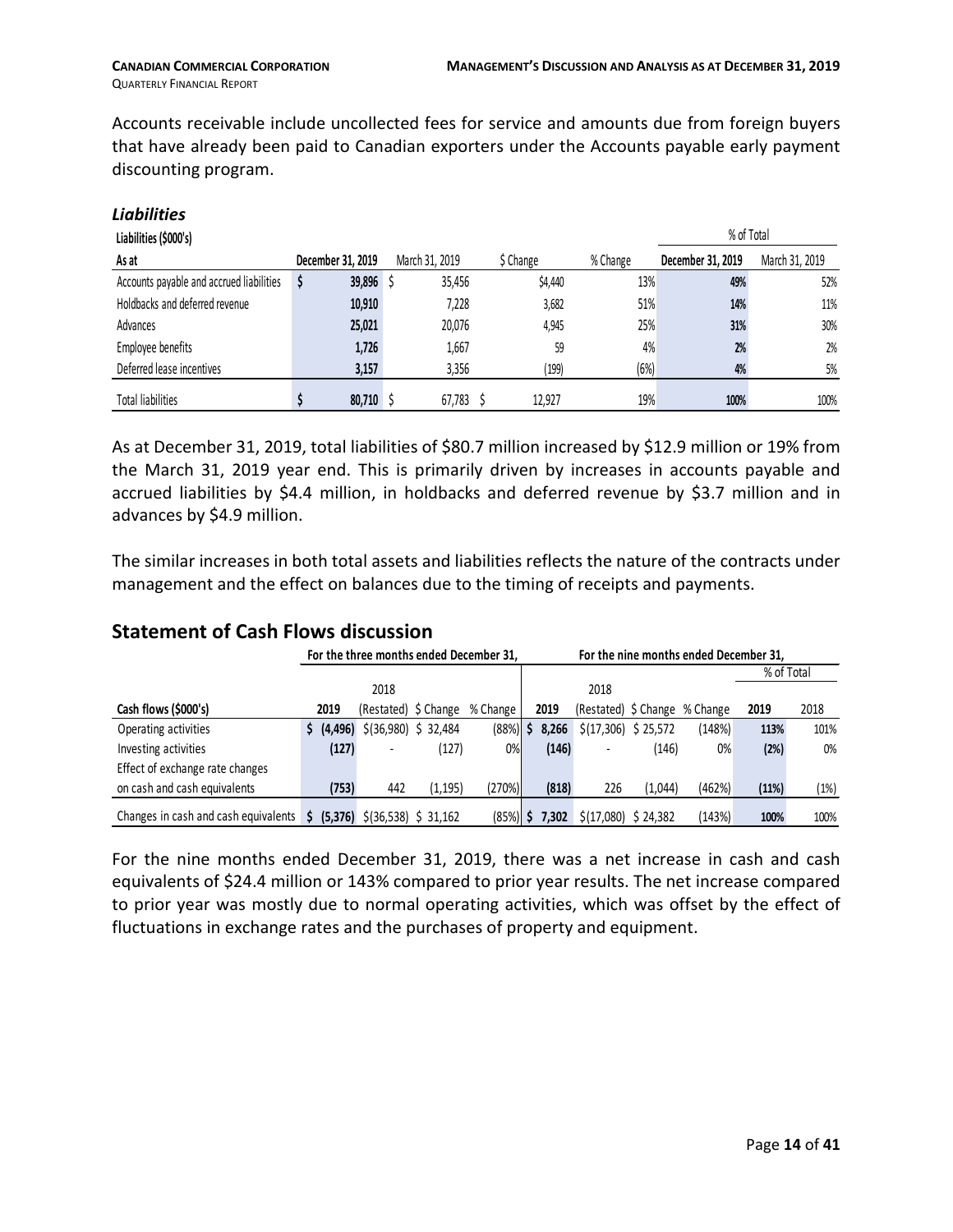Accounts receivable include uncollected fees for service and amounts due from foreign buyers that have already been paid to Canadian exporters under the Accounts payable early payment discounting program.

### *Liabilities*

| Liabilities ($000's) | | | | | % of Total | |
|---|---|---|---|---|---|---|
| As at | December 31, 2019 | March 31, 2019 | $ Change | % Change | December 31, 2019 | March 31, 2019 |
| Accounts payable and accrued liabilities | $ 39,896 | $ 35,456 | $4,440 | 13% | 49% | 52% |
| Holdbacks and deferred revenue | 10,910 | 7,228 | 3,682 | 51% | 14% | 11% |
| Advances | 25,021 | 20,076 | 4,945 | 25% | 31% | 30% |
| Employee benefits | 1,726 | 1,667 | 59 | 4% | 2% | 2% |
| Deferred lease incentives | 3,157 | 3,356 | (199) | (6%) | 4% | 5% |
| Total liabilities | $ 80,710 | $ 67,783 | $ 12,927 | 19% | 100% | 100% |

As at December 31, 2019, total liabilities of $80.7 million increased by $12.9 million or 19% from the March 31, 2019 year end. This is primarily driven by increases in accounts payable and accrued liabilities by $4.4 million, in holdbacks and deferred revenue by $3.7 million and in advances by $4.9 million.

The similar increases in both total assets and liabilities reflects the nature of the contracts under management and the effect on balances due to the timing of receipts and payments.

## Statement of Cash Flows discussion

| | For the three months ended December 31, | | | | For the nine months ended December 31, | | | | | |
|---|---|---|---|---|---|---|---|---|---|---|
| | | | | | | | | | % of Total | |
| Cash flows ($000's) | 2019 | 2018 (Restated) | $ Change | % Change | 2019 | 2018 (Restated) | $ Change | % Change | 2019 | 2018 |
| Operating activities | $ (4,496) | $(36,980) | $ 32,484 | (88%) | $ 8,266 | $(17,306) | $ 25,572 | (148%) | 113% | 101% |
| Investing activities | (127) | - | (127) | 0% | (146) | - | (146) | 0% | (2%) | 0% |
| Effect of exchange rate changes on cash and cash equivalents | (753) | 442 | (1,195) | (270%) | (818) | 226 | (1,044) | (462%) | (11%) | (1%) |
| Changes in cash and cash equivalents | $ (5,376) | $(36,538) | $ 31,162 | (85%) | $ 7,302 | $(17,080) | $ 24,382 | (143%) | 100% | 100% |

For the nine months ended December 31, 2019, there was a net increase in cash and cash equivalents of $24.4 million or 143% compared to prior year results. The net increase compared to prior year was mostly due to normal operating activities, which was offset by the effect of fluctuations in exchange rates and the purchases of property and equipment.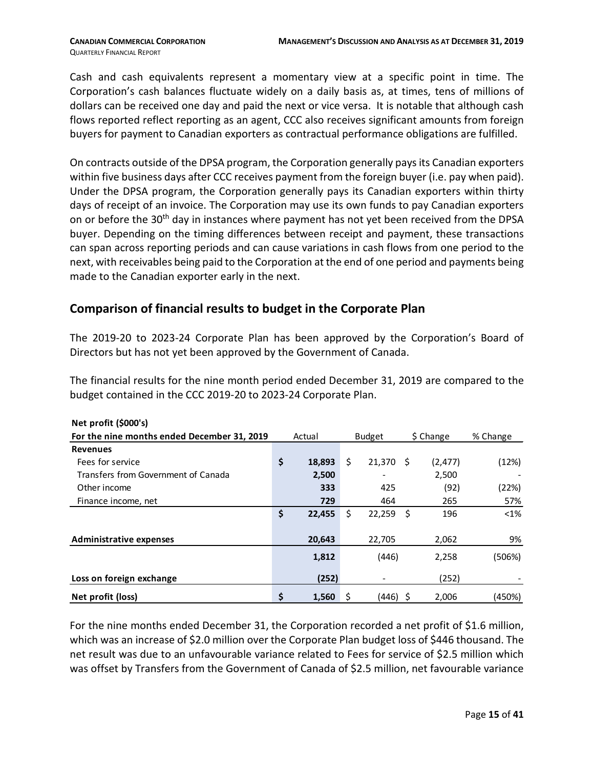Cash and cash equivalents represent a momentary view at a specific point in time. The Corporation's cash balances fluctuate widely on a daily basis as, at times, tens of millions of dollars can be received one day and paid the next or vice versa. It is notable that although cash flows reported reflect reporting as an agent, CCC also receives significant amounts from foreign buyers for payment to Canadian exporters as contractual performance obligations are fulfilled.

On contracts outside of the DPSA program, the Corporation generally pays its Canadian exporters within five business days after CCC receives payment from the foreign buyer (i.e. pay when paid). Under the DPSA program, the Corporation generally pays its Canadian exporters within thirty days of receipt of an invoice. The Corporation may use its own funds to pay Canadian exporters on or before the 30th day in instances where payment has not yet been received from the DPSA buyer. Depending on the timing differences between receipt and payment, these transactions can span across reporting periods and can cause variations in cash flows from one period to the next, with receivables being paid to the Corporation at the end of one period and payments being made to the Canadian exporter early in the next.

## Comparison of financial results to budget in the Corporate Plan

The 2019-20 to 2023-24 Corporate Plan has been approved by the Corporation's Board of Directors but has not yet been approved by the Government of Canada.

The financial results for the nine month period ended December 31, 2019 are compared to the budget contained in the CCC 2019-20 to 2023-24 Corporate Plan.

| **Net profit ($000's)**<br>**For the nine months ended December 31, 2019** | Actual | Budget | $ Change | % Change |
|---|---|---|---|---|
| **Revenues** | | | | |
| Fees for service | **$ 18,893** | $ 21,370 | $ (2,477) | (12%) |
| Transfers from Government of Canada | **2,500** | - | 2,500 | - |
| Other income | **333** | 425 | (92) | (22%) |
| Finance income, net | **729** | 464 | 265 | 57% |
| | **$ 22,455** | $ 22,259 | $ 196 | <1% |
| **Administrative expenses** | **20,643** | 22,705 | 2,062 | 9% |
| | **1,812** | (446) | 2,258 | (506%) |
| **Loss on foreign exchange** | **(252)** | - | (252) | - |
| **Net profit (loss)** | **$ 1,560** | $ (446) | $ 2,006 | (450%) |

For the nine months ended December 31, the Corporation recorded a net profit of $1.6 million, which was an increase of $2.0 million over the Corporate Plan budget loss of $446 thousand. The net result was due to an unfavourable variance related to Fees for service of $2.5 million which was offset by Transfers from the Government of Canada of $2.5 million, net favourable variance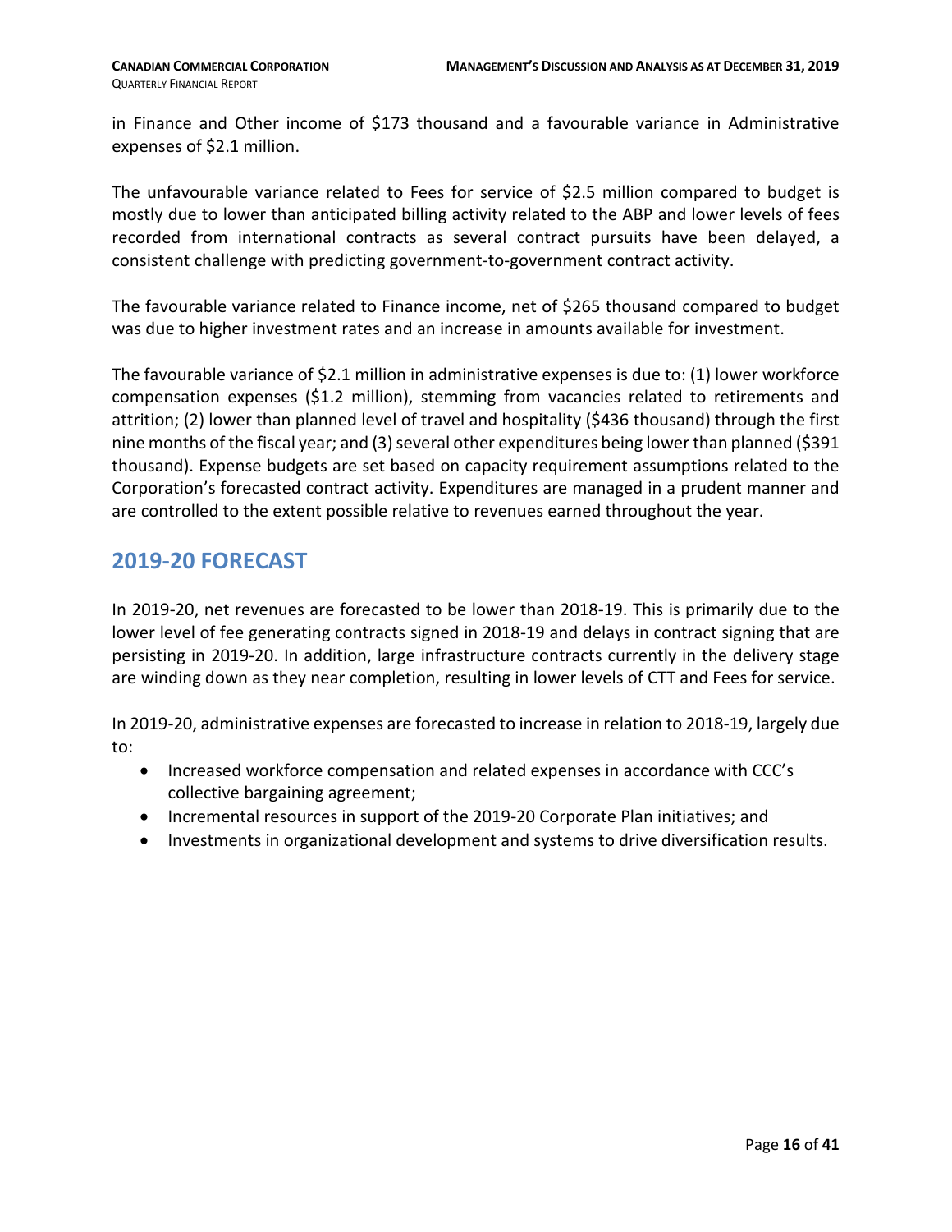in Finance and Other income of $173 thousand and a favourable variance in Administrative expenses of $2.1 million.

The unfavourable variance related to Fees for service of $2.5 million compared to budget is mostly due to lower than anticipated billing activity related to the ABP and lower levels of fees recorded from international contracts as several contract pursuits have been delayed, a consistent challenge with predicting government-to-government contract activity.

The favourable variance related to Finance income, net of $265 thousand compared to budget was due to higher investment rates and an increase in amounts available for investment.

The favourable variance of $2.1 million in administrative expenses is due to: (1) lower workforce compensation expenses ($1.2 million), stemming from vacancies related to retirements and attrition; (2) lower than planned level of travel and hospitality ($436 thousand) through the first nine months of the fiscal year; and (3) several other expenditures being lower than planned ($391 thousand). Expense budgets are set based on capacity requirement assumptions related to the Corporation's forecasted contract activity. Expenditures are managed in a prudent manner and are controlled to the extent possible relative to revenues earned throughout the year.

## 2019-20 FORECAST

In 2019-20, net revenues are forecasted to be lower than 2018-19. This is primarily due to the lower level of fee generating contracts signed in 2018-19 and delays in contract signing that are persisting in 2019-20. In addition, large infrastructure contracts currently in the delivery stage are winding down as they near completion, resulting in lower levels of CTT and Fees for service.

In 2019-20, administrative expenses are forecasted to increase in relation to 2018-19, largely due to:

- Increased workforce compensation and related expenses in accordance with CCC's collective bargaining agreement;
- Incremental resources in support of the 2019-20 Corporate Plan initiatives; and
- Investments in organizational development and systems to drive diversification results.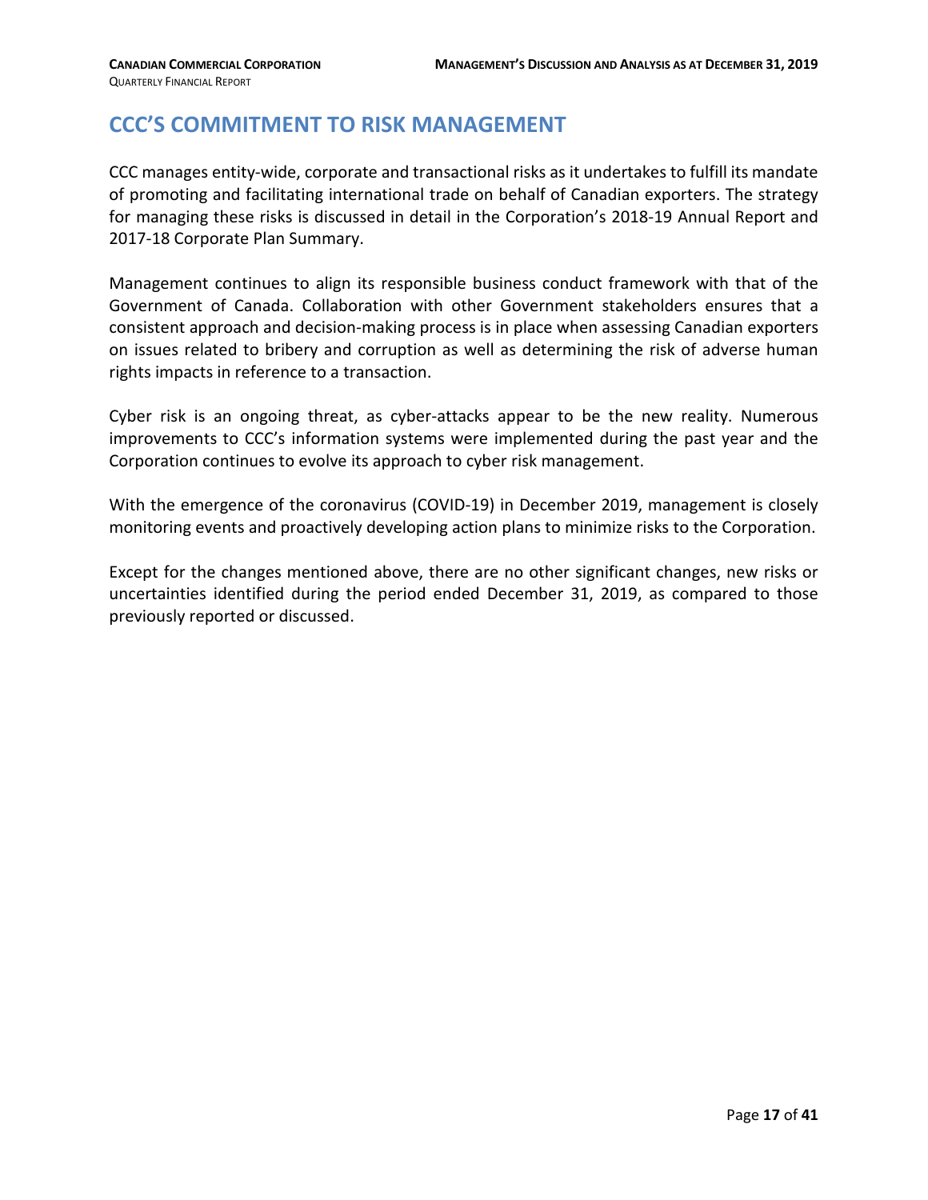# CCC'S COMMITMENT TO RISK MANAGEMENT

CCC manages entity-wide, corporate and transactional risks as it undertakes to fulfill its mandate of promoting and facilitating international trade on behalf of Canadian exporters. The strategy for managing these risks is discussed in detail in the Corporation's 2018-19 Annual Report and 2017-18 Corporate Plan Summary.

Management continues to align its responsible business conduct framework with that of the Government of Canada. Collaboration with other Government stakeholders ensures that a consistent approach and decision-making process is in place when assessing Canadian exporters on issues related to bribery and corruption as well as determining the risk of adverse human rights impacts in reference to a transaction.

Cyber risk is an ongoing threat, as cyber-attacks appear to be the new reality. Numerous improvements to CCC's information systems were implemented during the past year and the Corporation continues to evolve its approach to cyber risk management.

With the emergence of the coronavirus (COVID-19) in December 2019, management is closely monitoring events and proactively developing action plans to minimize risks to the Corporation.

Except for the changes mentioned above, there are no other significant changes, new risks or uncertainties identified during the period ended December 31, 2019, as compared to those previously reported or discussed.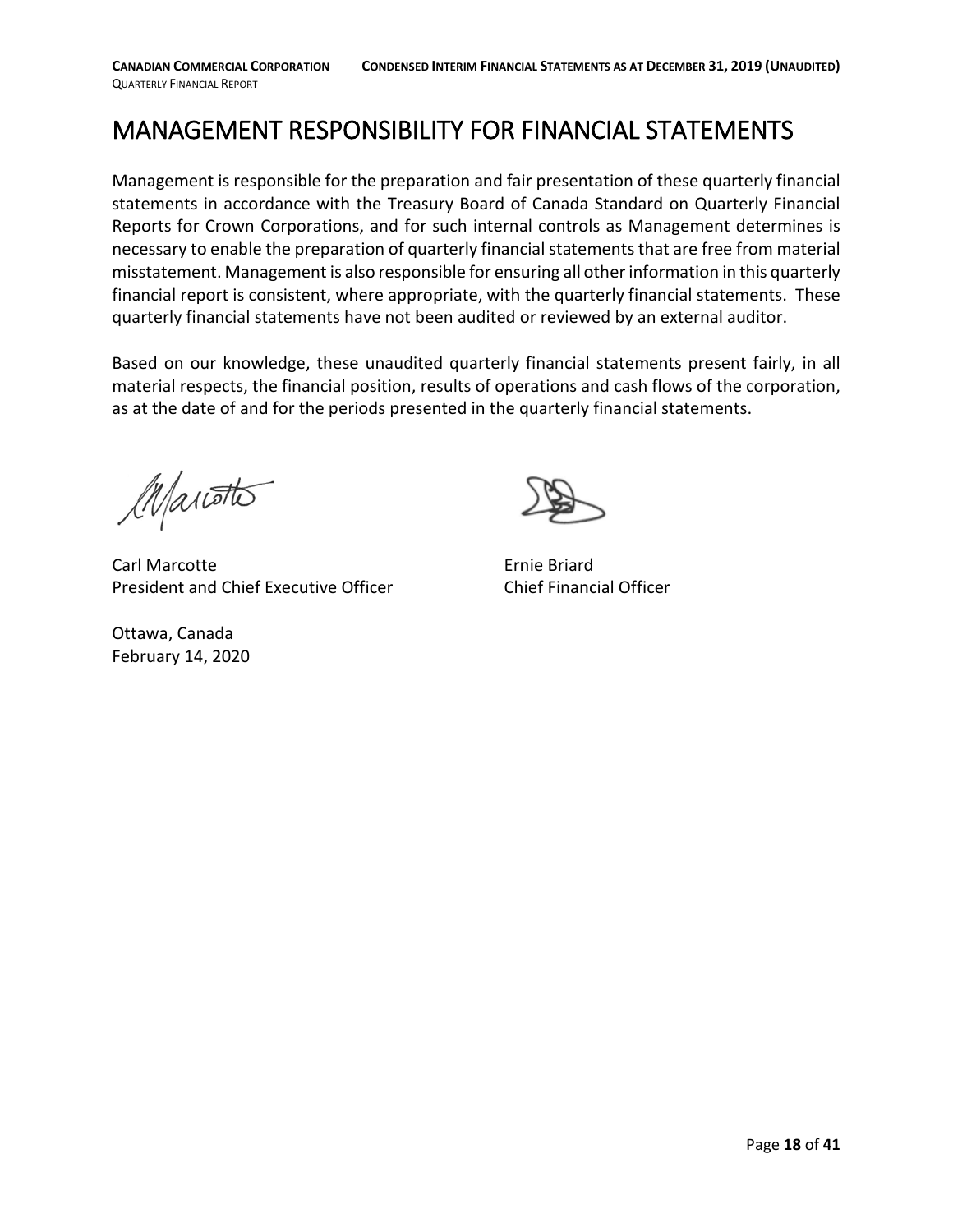# MANAGEMENT RESPONSIBILITY FOR FINANCIAL STATEMENTS

Management is responsible for the preparation and fair presentation of these quarterly financial statements in accordance with the Treasury Board of Canada Standard on Quarterly Financial Reports for Crown Corporations, and for such internal controls as Management determines is necessary to enable the preparation of quarterly financial statements that are free from material misstatement. Management is also responsible for ensuring all other information in this quarterly financial report is consistent, where appropriate, with the quarterly financial statements. These quarterly financial statements have not been audited or reviewed by an external auditor.

Based on our knowledge, these unaudited quarterly financial statements present fairly, in all material respects, the financial position, results of operations and cash flows of the corporation, as at the date of and for the periods presented in the quarterly financial statements.

Carl Marcotte
President and Chief Executive Officer

Ernie Briard
Chief Financial Officer

Ottawa, Canada
February 14, 2020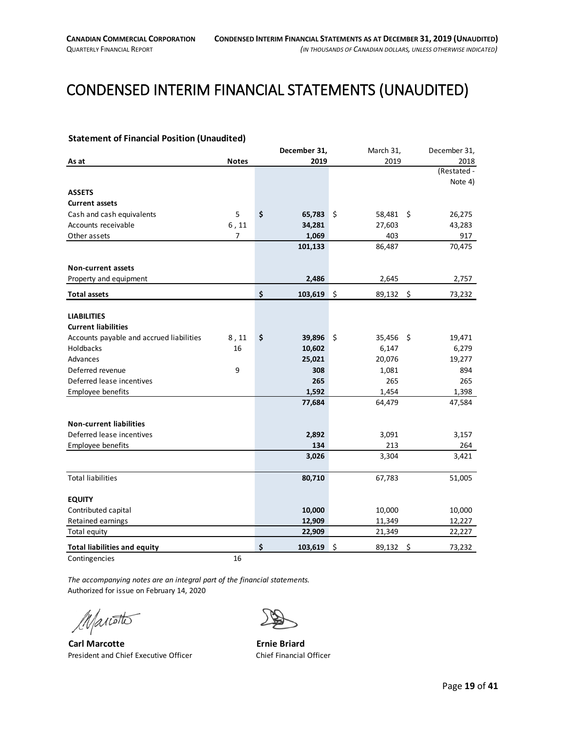# CONDENSED INTERIM FINANCIAL STATEMENTS (UNAUDITED)

**Statement of Financial Position (Unaudited)**

| As at | Notes | December 31, 2019 | March 31, 2019 | December 31, 2018 (Restated - Note 4) |
|---|---|---|---|---|
| **ASSETS** | | | | |
| **Current assets** | | | | |
| Cash and cash equivalents | 5 | **$ 65,783** | $ 58,481 | $ 26,275 |
| Accounts receivable | 6 , 11 | **34,281** | 27,603 | 43,283 |
| Other assets | 7 | **1,069** | 403 | 917 |
| | | **101,133** | 86,487 | 70,475 |
| **Non-current assets** | | | | |
| Property and equipment | | **2,486** | 2,645 | 2,757 |
| **Total assets** | | **$ 103,619** | $ 89,132 | $ 73,232 |
| **LIABILITIES** | | | | |
| **Current liabilities** | | | | |
| Accounts payable and accrued liabilities | 8 , 11 | **$ 39,896** | $ 35,456 | $ 19,471 |
| Holdbacks | 16 | **10,602** | 6,147 | 6,279 |
| Advances | | **25,021** | 20,076 | 19,277 |
| Deferred revenue | 9 | **308** | 1,081 | 894 |
| Deferred lease incentives | | **265** | 265 | 265 |
| Employee benefits | | **1,592** | 1,454 | 1,398 |
| | | **77,684** | 64,479 | 47,584 |
| **Non-current liabilities** | | | | |
| Deferred lease incentives | | **2,892** | 3,091 | 3,157 |
| Employee benefits | | **134** | 213 | 264 |
| | | **3,026** | 3,304 | 3,421 |
| Total liabilities | | **80,710** | 67,783 | 51,005 |
| **EQUITY** | | | | |
| Contributed capital | | **10,000** | 10,000 | 10,000 |
| Retained earnings | | **12,909** | 11,349 | 12,227 |
| Total equity | | **22,909** | 21,349 | 22,227 |
| **Total liabilities and equity** | | **$ 103,619** | $ 89,132 | $ 73,232 |
| Contingencies | 16 | | | |

*The accompanying notes are an integral part of the financial statements.*
Authorized for issue on February 14, 2020

**Carl Marcotte**
President and Chief Executive Officer

**Ernie Briard**
Chief Financial Officer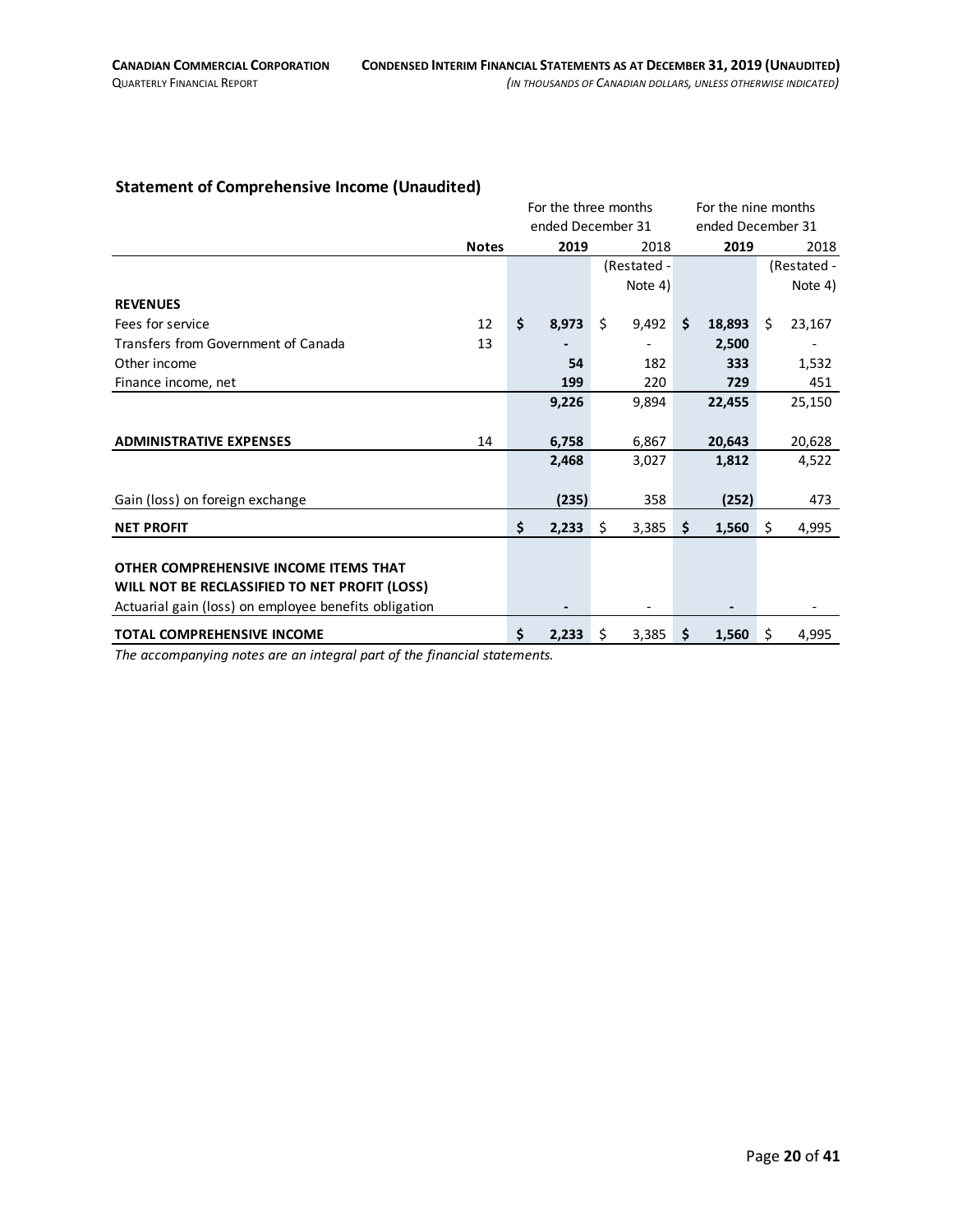## Statement of Comprehensive Income (Unaudited)

| | Notes | For the three months ended December 31 | | For the nine months ended December 31 | |
|---|---|---|---|---|---|
| | | **2019** | 2018 | **2019** | 2018 |
| | | | (Restated - Note 4) | | (Restated - Note 4) |
| **REVENUES** | | | | | |
| Fees for service | 12 | **$ 8,973** | $ 9,492 | **$ 18,893** | $ 23,167 |
| Transfers from Government of Canada | 13 | **-** | - | **2,500** | - |
| Other income | | **54** | 182 | **333** | 1,532 |
| Finance income, net | | **199** | 220 | **729** | 451 |
| | | **9,226** | 9,894 | **22,455** | 25,150 |
| **ADMINISTRATIVE EXPENSES** | 14 | **6,758** | 6,867 | **20,643** | 20,628 |
| | | **2,468** | 3,027 | **1,812** | 4,522 |
| Gain (loss) on foreign exchange | | **(235)** | 358 | **(252)** | 473 |
| **NET PROFIT** | | **$ 2,233** | $ 3,385 | **$ 1,560** | $ 4,995 |
| **OTHER COMPREHENSIVE INCOME ITEMS THAT WILL NOT BE RECLASSIFIED TO NET PROFIT (LOSS)** | | | | | |
| Actuarial gain (loss) on employee benefits obligation | | **-** | - | **-** | - |
| **TOTAL COMPREHENSIVE INCOME** | | **$ 2,233** | $ 3,385 | **$ 1,560** | $ 4,995 |

*The accompanying notes are an integral part of the financial statements.*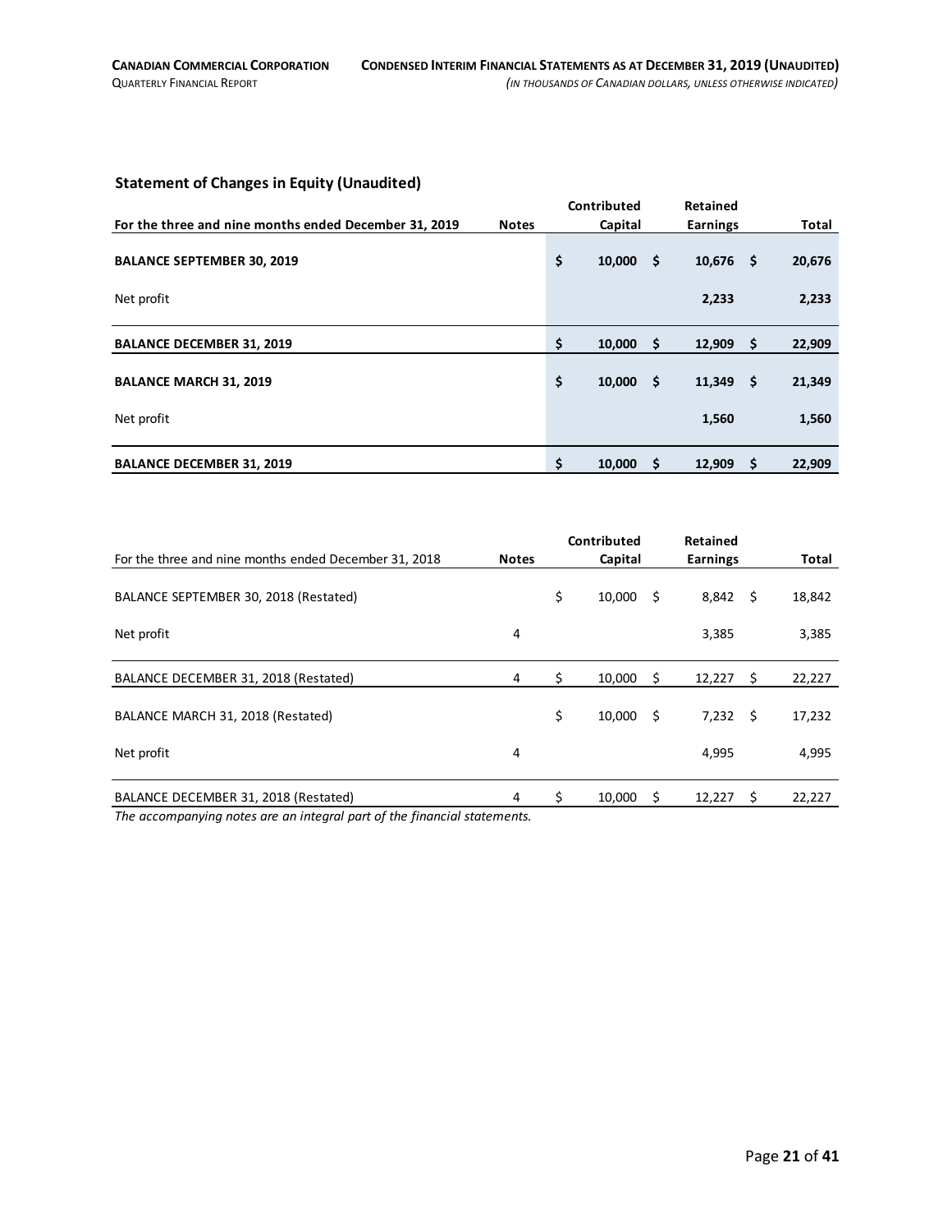## Statement of Changes in Equity (Unaudited)

| **For the three and nine months ended December 31, 2019** | **Notes** | **Contributed Capital** | **Retained Earnings** | **Total** |
|---|---|---|---|---|
| **BALANCE SEPTEMBER 30, 2019** | | **$ 10,000** | **$ 10,676** | **$ 20,676** |
| Net profit | | | **2,233** | **2,233** |
| **BALANCE DECEMBER 31, 2019** | | **$ 10,000** | **$ 12,909** | **$ 22,909** |
| **BALANCE MARCH 31, 2019** | | **$ 10,000** | **$ 11,349** | **$ 21,349** |
| Net profit | | | **1,560** | **1,560** |
| **BALANCE DECEMBER 31, 2019** | | **$ 10,000** | **$ 12,909** | **$ 22,909** |

| For the three and nine months ended December 31, 2018 | **Notes** | **Contributed Capital** | **Retained Earnings** | **Total** |
|---|---|---|---|---|
| BALANCE SEPTEMBER 30, 2018 (Restated) | | $ 10,000 | $ 8,842 | $ 18,842 |
| Net profit | 4 | | 3,385 | 3,385 |
| BALANCE DECEMBER 31, 2018 (Restated) | 4 | $ 10,000 | $ 12,227 | $ 22,227 |
| BALANCE MARCH 31, 2018 (Restated) | | $ 10,000 | $ 7,232 | $ 17,232 |
| Net profit | 4 | | 4,995 | 4,995 |
| BALANCE DECEMBER 31, 2018 (Restated) | 4 | $ 10,000 | $ 12,227 | $ 22,227 |

*The accompanying notes are an integral part of the financial statements.*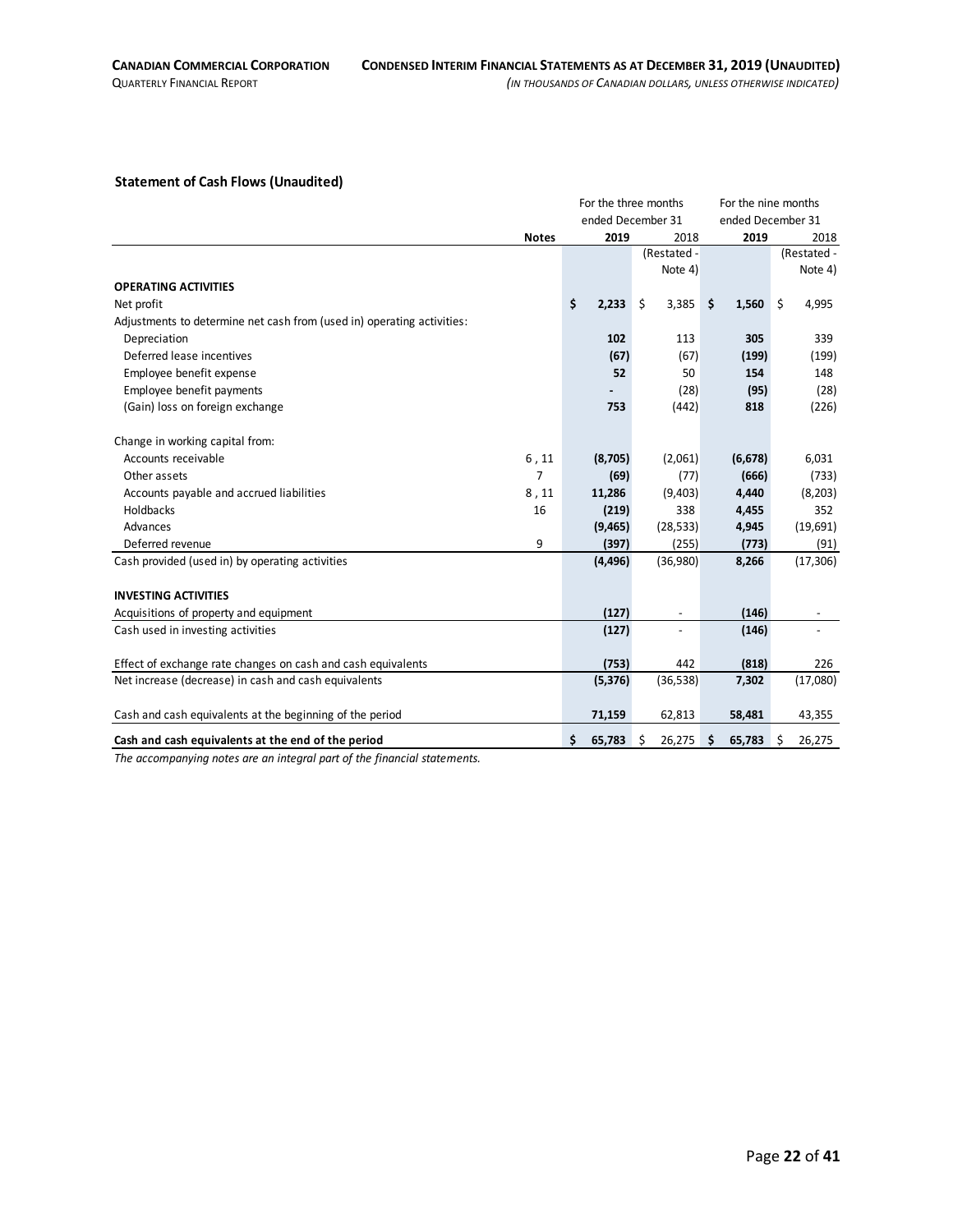## Statement of Cash Flows (Unaudited)

| | Notes | For the three months ended December 31 | | For the nine months ended December 31 | |
|---|---|---|---|---|---|
| | | **2019** | 2018 (Restated - Note 4) | **2019** | 2018 (Restated - Note 4) |
| **OPERATING ACTIVITIES** | | | | | |
| Net profit | | **$ 2,233** | $ 3,385 | **$ 1,560** | $ 4,995 |
| Adjustments to determine net cash from (used in) operating activities: | | | | | |
| Depreciation | | **102** | 113 | **305** | 339 |
| Deferred lease incentives | | **(67)** | (67) | **(199)** | (199) |
| Employee benefit expense | | **52** | 50 | **154** | 148 |
| Employee benefit payments | | **-** | (28) | **(95)** | (28) |
| (Gain) loss on foreign exchange | | **753** | (442) | **818** | (226) |
| Change in working capital from: | | | | | |
| Accounts receivable | 6 , 11 | **(8,705)** | (2,061) | **(6,678)** | 6,031 |
| Other assets | 7 | **(69)** | (77) | **(666)** | (733) |
| Accounts payable and accrued liabilities | 8 , 11 | **11,286** | (9,403) | **4,440** | (8,203) |
| Holdbacks | 16 | **(219)** | 338 | **4,455** | 352 |
| Advances | | **(9,465)** | (28,533) | **4,945** | (19,691) |
| Deferred revenue | 9 | **(397)** | (255) | **(773)** | (91) |
| Cash provided (used in) by operating activities | | **(4,496)** | (36,980) | **8,266** | (17,306) |
| **INVESTING ACTIVITIES** | | | | | |
| Acquisitions of property and equipment | | **(127)** | - | **(146)** | - |
| Cash used in investing activities | | **(127)** | - | **(146)** | - |
| Effect of exchange rate changes on cash and cash equivalents | | **(753)** | 442 | **(818)** | 226 |
| Net increase (decrease) in cash and cash equivalents | | **(5,376)** | (36,538) | **7,302** | (17,080) |
| Cash and cash equivalents at the beginning of the period | | **71,159** | 62,813 | **58,481** | 43,355 |
| **Cash and cash equivalents at the end of the period** | | **$ 65,783** | $ 26,275 | **$ 65,783** | $ 26,275 |

*The accompanying notes are an integral part of the financial statements.*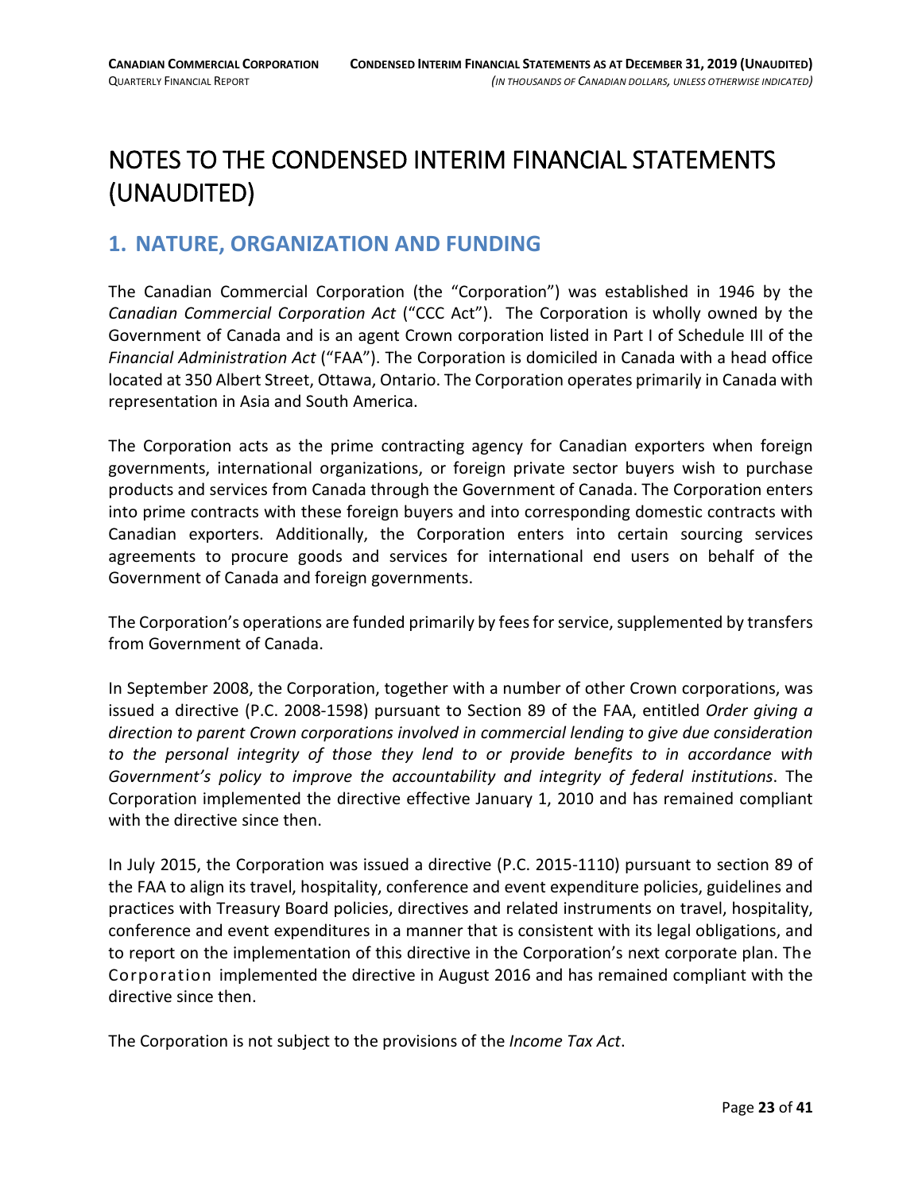# NOTES TO THE CONDENSED INTERIM FINANCIAL STATEMENTS (UNAUDITED)

## 1. NATURE, ORGANIZATION AND FUNDING

The Canadian Commercial Corporation (the "Corporation") was established in 1946 by the *Canadian Commercial Corporation Act* ("CCC Act"). The Corporation is wholly owned by the Government of Canada and is an agent Crown corporation listed in Part I of Schedule III of the *Financial Administration Act* ("FAA"). The Corporation is domiciled in Canada with a head office located at 350 Albert Street, Ottawa, Ontario. The Corporation operates primarily in Canada with representation in Asia and South America.

The Corporation acts as the prime contracting agency for Canadian exporters when foreign governments, international organizations, or foreign private sector buyers wish to purchase products and services from Canada through the Government of Canada. The Corporation enters into prime contracts with these foreign buyers and into corresponding domestic contracts with Canadian exporters. Additionally, the Corporation enters into certain sourcing services agreements to procure goods and services for international end users on behalf of the Government of Canada and foreign governments.

The Corporation's operations are funded primarily by fees for service, supplemented by transfers from Government of Canada.

In September 2008, the Corporation, together with a number of other Crown corporations, was issued a directive (P.C. 2008-1598) pursuant to Section 89 of the FAA, entitled *Order giving a direction to parent Crown corporations involved in commercial lending to give due consideration to the personal integrity of those they lend to or provide benefits to in accordance with Government's policy to improve the accountability and integrity of federal institutions*. The Corporation implemented the directive effective January 1, 2010 and has remained compliant with the directive since then.

In July 2015, the Corporation was issued a directive (P.C. 2015-1110) pursuant to section 89 of the FAA to align its travel, hospitality, conference and event expenditure policies, guidelines and practices with Treasury Board policies, directives and related instruments on travel, hospitality, conference and event expenditures in a manner that is consistent with its legal obligations, and to report on the implementation of this directive in the Corporation's next corporate plan. The Corporation implemented the directive in August 2016 and has remained compliant with the directive since then.

The Corporation is not subject to the provisions of the *Income Tax Act*.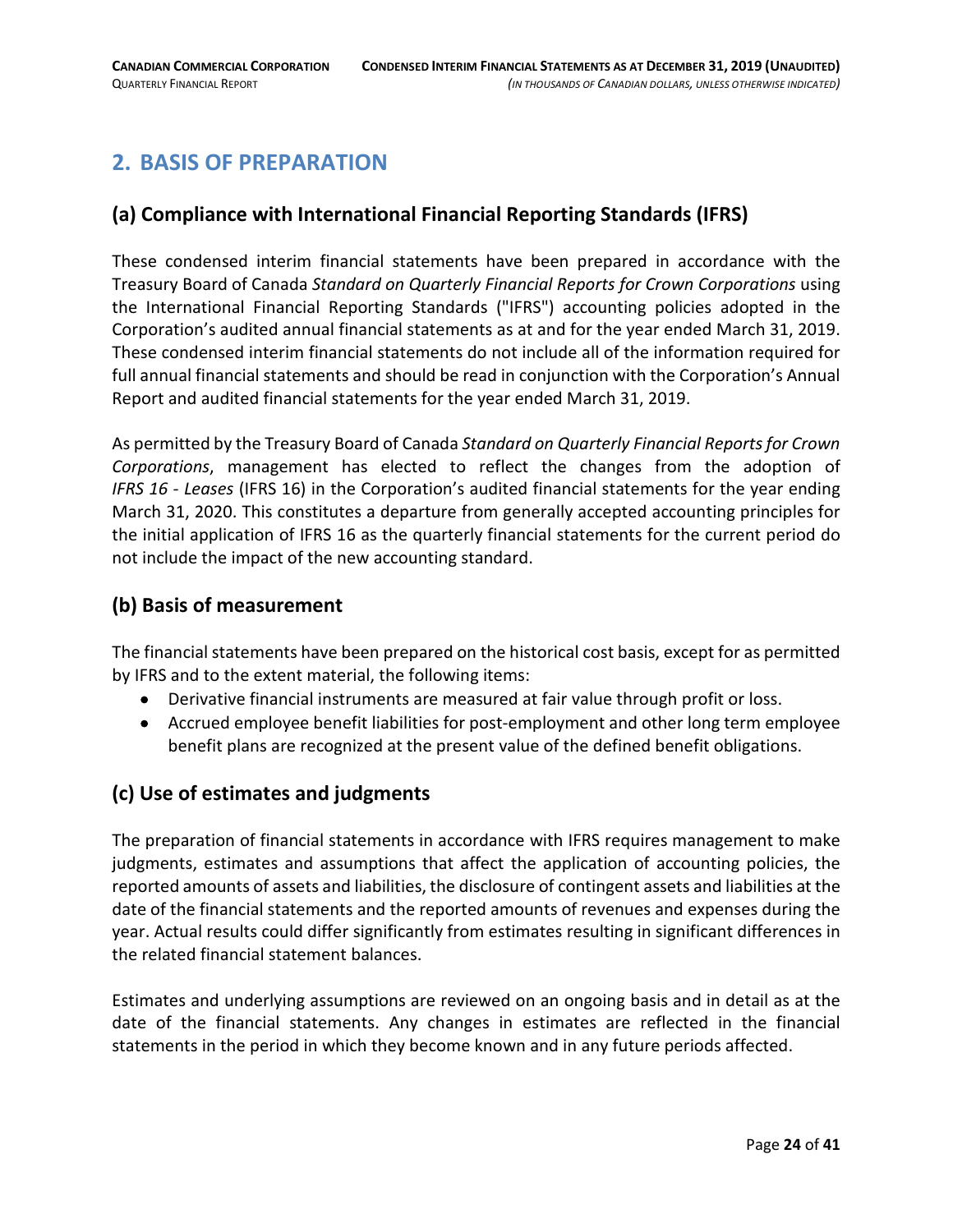## 2. BASIS OF PREPARATION

### (a) Compliance with International Financial Reporting Standards (IFRS)

These condensed interim financial statements have been prepared in accordance with the Treasury Board of Canada *Standard on Quarterly Financial Reports for Crown Corporations* using the International Financial Reporting Standards ("IFRS") accounting policies adopted in the Corporation's audited annual financial statements as at and for the year ended March 31, 2019. These condensed interim financial statements do not include all of the information required for full annual financial statements and should be read in conjunction with the Corporation's Annual Report and audited financial statements for the year ended March 31, 2019.

As permitted by the Treasury Board of Canada *Standard on Quarterly Financial Reports for Crown Corporations*, management has elected to reflect the changes from the adoption of *IFRS 16 - Leases* (IFRS 16) in the Corporation's audited financial statements for the year ending March 31, 2020. This constitutes a departure from generally accepted accounting principles for the initial application of IFRS 16 as the quarterly financial statements for the current period do not include the impact of the new accounting standard.

### (b) Basis of measurement

The financial statements have been prepared on the historical cost basis, except for as permitted by IFRS and to the extent material, the following items:

- Derivative financial instruments are measured at fair value through profit or loss.
- Accrued employee benefit liabilities for post-employment and other long term employee benefit plans are recognized at the present value of the defined benefit obligations.

### (c) Use of estimates and judgments

The preparation of financial statements in accordance with IFRS requires management to make judgments, estimates and assumptions that affect the application of accounting policies, the reported amounts of assets and liabilities, the disclosure of contingent assets and liabilities at the date of the financial statements and the reported amounts of revenues and expenses during the year. Actual results could differ significantly from estimates resulting in significant differences in the related financial statement balances.

Estimates and underlying assumptions are reviewed on an ongoing basis and in detail as at the date of the financial statements. Any changes in estimates are reflected in the financial statements in the period in which they become known and in any future periods affected.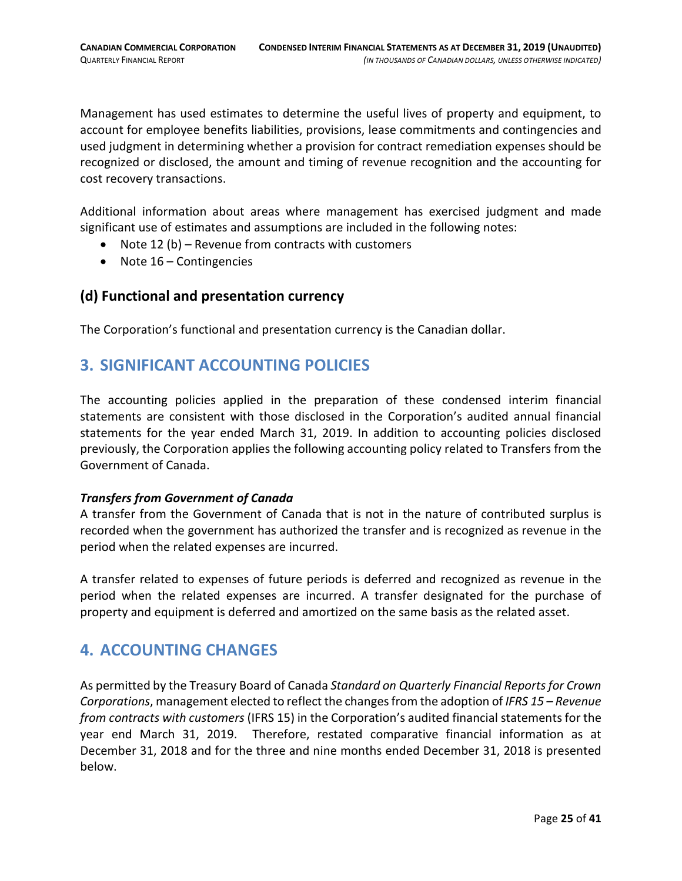Management has used estimates to determine the useful lives of property and equipment, to account for employee benefits liabilities, provisions, lease commitments and contingencies and used judgment in determining whether a provision for contract remediation expenses should be recognized or disclosed, the amount and timing of revenue recognition and the accounting for cost recovery transactions.

Additional information about areas where management has exercised judgment and made significant use of estimates and assumptions are included in the following notes:

- Note 12 (b) – Revenue from contracts with customers
- Note 16 – Contingencies

## (d) Functional and presentation currency

The Corporation's functional and presentation currency is the Canadian dollar.

# 3. SIGNIFICANT ACCOUNTING POLICIES

The accounting policies applied in the preparation of these condensed interim financial statements are consistent with those disclosed in the Corporation's audited annual financial statements for the year ended March 31, 2019. In addition to accounting policies disclosed previously, the Corporation applies the following accounting policy related to Transfers from the Government of Canada.

***Transfers from Government of Canada***

A transfer from the Government of Canada that is not in the nature of contributed surplus is recorded when the government has authorized the transfer and is recognized as revenue in the period when the related expenses are incurred.

A transfer related to expenses of future periods is deferred and recognized as revenue in the period when the related expenses are incurred. A transfer designated for the purchase of property and equipment is deferred and amortized on the same basis as the related asset.

# 4. ACCOUNTING CHANGES

As permitted by the Treasury Board of Canada *Standard on Quarterly Financial Reports for Crown Corporations*, management elected to reflect the changes from the adoption of *IFRS 15 – Revenue from contracts with customers* (IFRS 15) in the Corporation's audited financial statements for the year end March 31, 2019. Therefore, restated comparative financial information as at December 31, 2018 and for the three and nine months ended December 31, 2018 is presented below.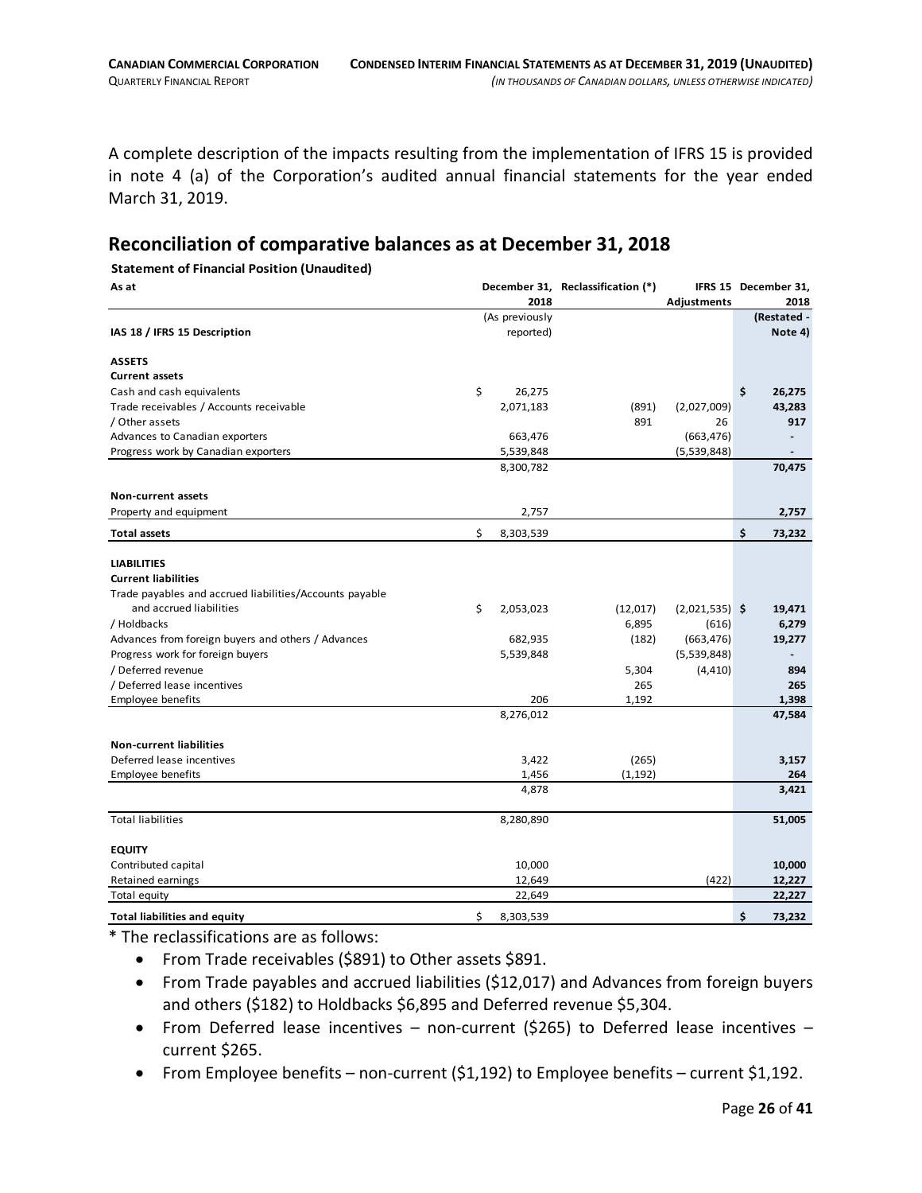A complete description of the impacts resulting from the implementation of IFRS 15 is provided in note 4 (a) of the Corporation's audited annual financial statements for the year ended March 31, 2019.

## Reconciliation of comparative balances as at December 31, 2018

**Statement of Financial Position (Unaudited)**

| As at | December 31, 2018 (As previously reported) | Reclassification (*) | IFRS 15 Adjustments | December 31, 2018 (Restated - Note 4) |
|---|---|---|---|---|
| **IAS 18 / IFRS 15 Description** | | | | |
| **ASSETS** | | | | |
| **Current assets** | | | | |
| Cash and cash equivalents | $ 26,275 | | | **$ 26,275** |
| Trade receivables / Accounts receivable | 2,071,183 | (891) | (2,027,009) | **43,283** |
| / Other assets | | 891 | 26 | **917** |
| Advances to Canadian exporters | 663,476 | | (663,476) | **-** |
| Progress work by Canadian exporters | 5,539,848 | | (5,539,848) | **-** |
| | 8,300,782 | | | **70,475** |
| **Non-current assets** | | | | |
| Property and equipment | 2,757 | | | **2,757** |
| **Total assets** | $ 8,303,539 | | | **$ 73,232** |
| **LIABILITIES** | | | | |
| **Current liabilities** | | | | |
| Trade payables and accrued liabilities/Accounts payable and accrued liabilities | $ 2,053,023 | (12,017) | (2,021,535) | **$ 19,471** |
| / Holdbacks | | 6,895 | (616) | **6,279** |
| Advances from foreign buyers and others / Advances | 682,935 | (182) | (663,476) | **19,277** |
| Progress work for foreign buyers | 5,539,848 | | (5,539,848) | **-** |
| / Deferred revenue | | 5,304 | (4,410) | **894** |
| / Deferred lease incentives | | 265 | | **265** |
| Employee benefits | 206 | 1,192 | | **1,398** |
| | 8,276,012 | | | **47,584** |
| **Non-current liabilities** | | | | |
| Deferred lease incentives | 3,422 | (265) | | **3,157** |
| Employee benefits | 1,456 | (1,192) | | **264** |
| | 4,878 | | | **3,421** |
| Total liabilities | 8,280,890 | | | **51,005** |
| **EQUITY** | | | | |
| Contributed capital | 10,000 | | | **10,000** |
| Retained earnings | 12,649 | | (422) | **12,227** |
| Total equity | 22,649 | | | **22,227** |
| **Total liabilities and equity** | $ 8,303,539 | | | **$ 73,232** |

* The reclassifications are as follows:

- From Trade receivables ($891) to Other assets $891.
- From Trade payables and accrued liabilities ($12,017) and Advances from foreign buyers and others ($182) to Holdbacks $6,895 and Deferred revenue $5,304.
- From Deferred lease incentives – non-current ($265) to Deferred lease incentives – current $265.
- From Employee benefits – non-current ($1,192) to Employee benefits – current $1,192.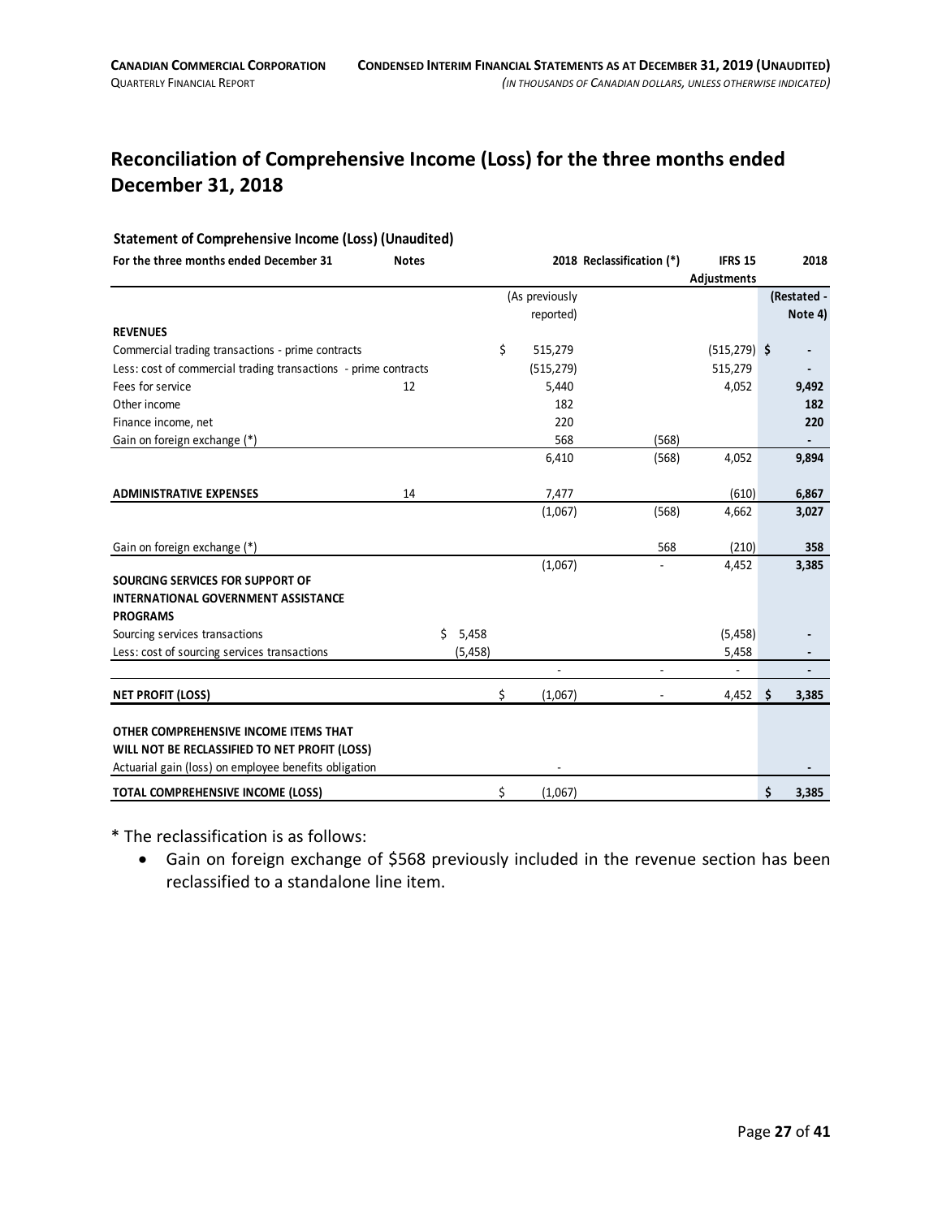## Reconciliation of Comprehensive Income (Loss) for the three months ended December 31, 2018

**Statement of Comprehensive Income (Loss) (Unaudited)**

| For the three months ended December 31 | Notes | | 2018 (As previously reported) | Reclassification (*) | IFRS 15 Adjustments | 2018 (Restated - Note 4) |
|---|---|---|---|---|---|---|
| **REVENUES** | | | | | | |
| Commercial trading transactions - prime contracts | | | $ 515,279 | | (515,279) | $ - |
| Less: cost of commercial trading transactions - prime contracts | | | (515,279) | | 515,279 | - |
| Fees for service | 12 | | 5,440 | | 4,052 | **9,492** |
| Other income | | | 182 | | | **182** |
| Finance income, net | | | 220 | | | **220** |
| Gain on foreign exchange (*) | | | 568 | (568) | | - |
| | | | 6,410 | (568) | 4,052 | **9,894** |
| **ADMINISTRATIVE EXPENSES** | 14 | | 7,477 | | (610) | **6,867** |
| | | | (1,067) | (568) | 4,662 | **3,027** |
| Gain on foreign exchange (*) | | | | 568 | (210) | **358** |
| | | | (1,067) | - | 4,452 | **3,385** |
| **SOURCING SERVICES FOR SUPPORT OF INTERNATIONAL GOVERNMENT ASSISTANCE PROGRAMS** | | | | | | |
| Sourcing services transactions | | $ 5,458 | | | (5,458) | - |
| Less: cost of sourcing services transactions | | (5,458) | | | 5,458 | - |
| | | | - | - | - | - |
| **NET PROFIT (LOSS)** | | | $ (1,067) | - | 4,452 | **$ 3,385** |
| **OTHER COMPREHENSIVE INCOME ITEMS THAT WILL NOT BE RECLASSIFIED TO NET PROFIT (LOSS)** | | | | | | |
| Actuarial gain (loss) on employee benefits obligation | | | - | | | - |
| **TOTAL COMPREHENSIVE INCOME (LOSS)** | | | $ (1,067) | | | **$ 3,385** |

\* The reclassification is as follows:

- Gain on foreign exchange of $568 previously included in the revenue section has been reclassified to a standalone line item.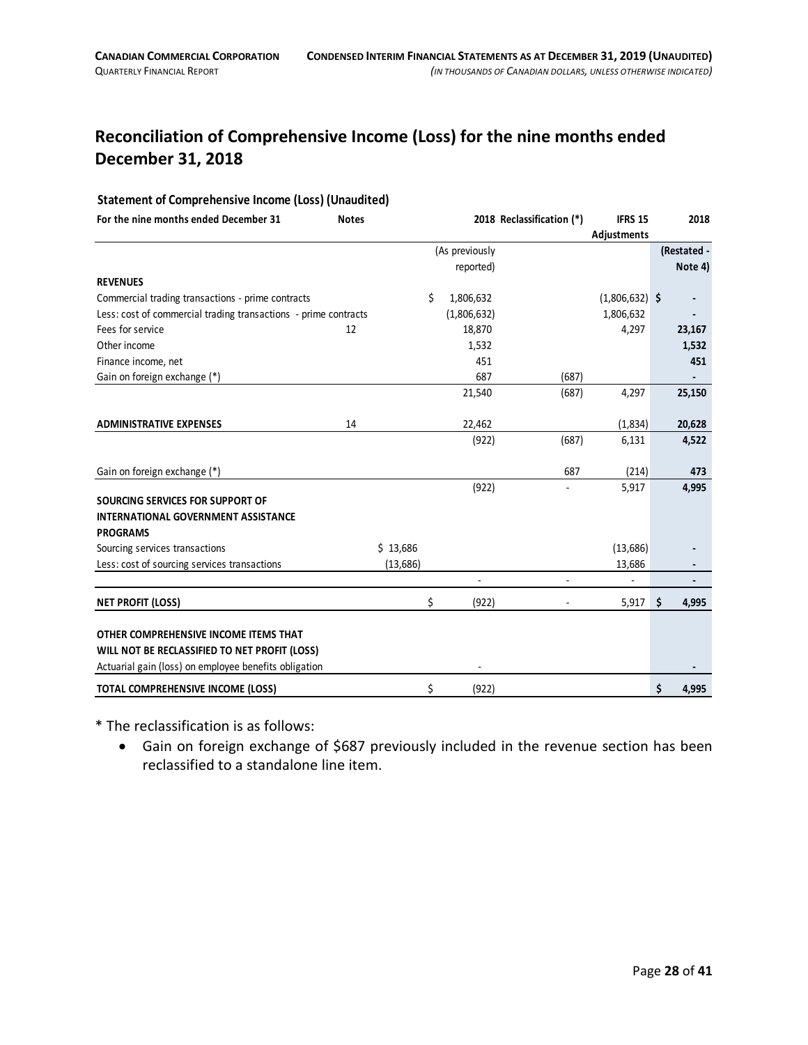## Reconciliation of Comprehensive Income (Loss) for the nine months ended December 31, 2018

**Statement of Comprehensive Income (Loss) (Unaudited)**

| For the nine months ended December 31 | Notes | | 2018 (As previously reported) | Reclassification (*) | IFRS 15 Adjustments | 2018 (Restated - Note 4) |
|---|---|---|---|---|---|---|
| **REVENUES** | | | | | | |
| Commercial trading transactions - prime contracts | | | $ 1,806,632 | | (1,806,632) | $ - |
| Less: cost of commercial trading transactions - prime contracts | | | (1,806,632) | | 1,806,632 | - |
| Fees for service | 12 | | 18,870 | | 4,297 | **23,167** |
| Other income | | | 1,532 | | | **1,532** |
| Finance income, net | | | 451 | | | **451** |
| Gain on foreign exchange (*) | | | 687 | (687) | | - |
| | | | 21,540 | (687) | 4,297 | **25,150** |
| **ADMINISTRATIVE EXPENSES** | 14 | | 22,462 | | (1,834) | **20,628** |
| | | | (922) | (687) | 6,131 | **4,522** |
| Gain on foreign exchange (*) | | | | 687 | (214) | **473** |
| | | | (922) | - | 5,917 | **4,995** |
| **SOURCING SERVICES FOR SUPPORT OF INTERNATIONAL GOVERNMENT ASSISTANCE PROGRAMS** | | | | | | |
| Sourcing services transactions | | $ 13,686 | | | (13,686) | - |
| Less: cost of sourcing services transactions | | (13,686) | | | 13,686 | - |
| | | | - | - | - | - |
| **NET PROFIT (LOSS)** | | | $ (922) | - | 5,917 | **$ 4,995** |
| **OTHER COMPREHENSIVE INCOME ITEMS THAT WILL NOT BE RECLASSIFIED TO NET PROFIT (LOSS)** | | | | | | |
| Actuarial gain (loss) on employee benefits obligation | | | - | | | - |
| **TOTAL COMPREHENSIVE INCOME (LOSS)** | | | $ (922) | | | **$ 4,995** |

\* The reclassification is as follows:

- Gain on foreign exchange of $687 previously included in the revenue section has been reclassified to a standalone line item.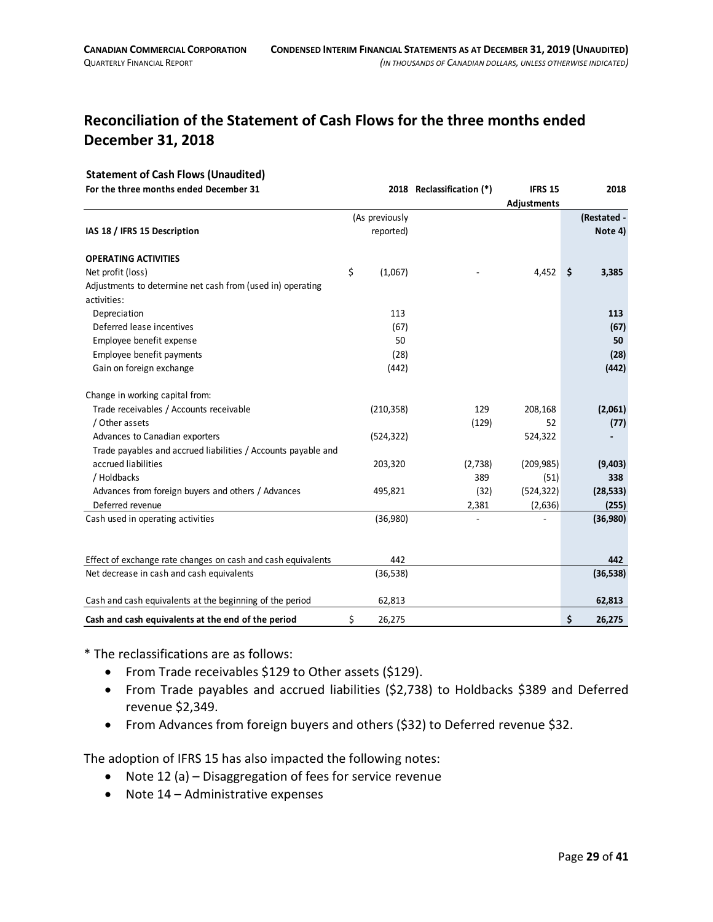## Reconciliation of the Statement of Cash Flows for the three months ended December 31, 2018

**Statement of Cash Flows (Unaudited)**

| For the three months ended December 31 | 2018 | Reclassification (*) | IFRS 15 Adjustments | 2018 |
|---|---|---|---|---|
| **IAS 18 / IFRS 15 Description** | (As previously reported) | | | **(Restated - Note 4)** |
| **OPERATING ACTIVITIES** | | | | |
| Net profit (loss) | $ (1,067) | - | 4,452 | **$ 3,385** |
| Adjustments to determine net cash from (used in) operating activities: | | | | |
| Depreciation | 113 | | | **113** |
| Deferred lease incentives | (67) | | | **(67)** |
| Employee benefit expense | 50 | | | **50** |
| Employee benefit payments | (28) | | | **(28)** |
| Gain on foreign exchange | (442) | | | **(442)** |
| Change in working capital from: | | | | |
| Trade receivables / Accounts receivable | (210,358) | 129 | 208,168 | **(2,061)** |
| / Other assets | | (129) | 52 | **(77)** |
| Advances to Canadian exporters | (524,322) | | 524,322 | **-** |
| Trade payables and accrued liabilities / Accounts payable and accrued liabilities | 203,320 | (2,738) | (209,985) | **(9,403)** |
| / Holdbacks | | 389 | (51) | **338** |
| Advances from foreign buyers and others / Advances | 495,821 | (32) | (524,322) | **(28,533)** |
| Deferred revenue | | 2,381 | (2,636) | **(255)** |
| Cash used in operating activities | (36,980) | - | - | **(36,980)** |
| Effect of exchange rate changes on cash and cash equivalents | 442 | | | **442** |
| Net decrease in cash and cash equivalents | (36,538) | | | **(36,538)** |
| Cash and cash equivalents at the beginning of the period | 62,813 | | | **62,813** |
| **Cash and cash equivalents at the end of the period** | $ 26,275 | | | **$ 26,275** |

* The reclassifications are as follows:

- From Trade receivables $129 to Other assets ($129).
- From Trade payables and accrued liabilities ($2,738) to Holdbacks $389 and Deferred revenue $2,349.
- From Advances from foreign buyers and others ($32) to Deferred revenue $32.

The adoption of IFRS 15 has also impacted the following notes:

- Note 12 (a) – Disaggregation of fees for service revenue
- Note 14 – Administrative expenses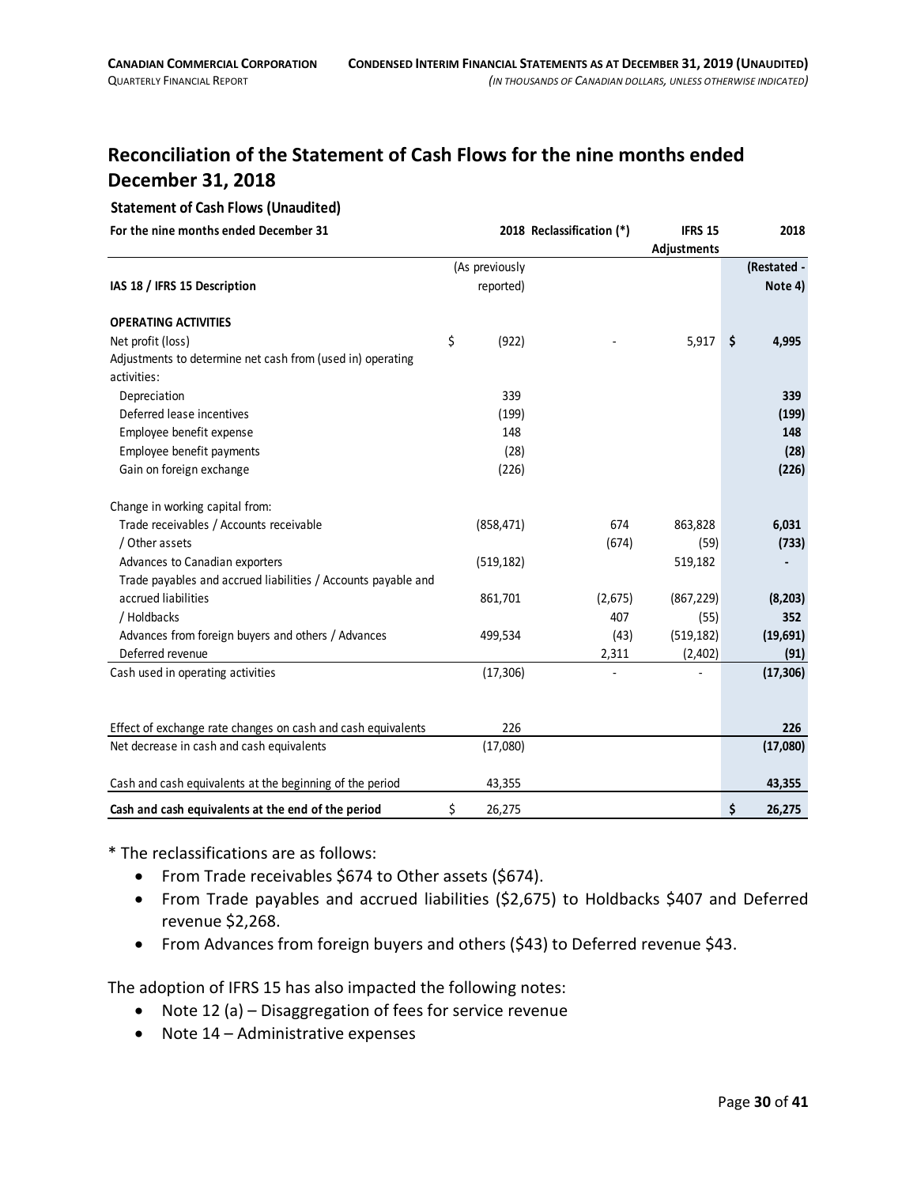## Reconciliation of the Statement of Cash Flows for the nine months ended December 31, 2018

**Statement of Cash Flows (Unaudited)**

| For the nine months ended December 31 | 2018 | Reclassification (*) | IFRS 15 Adjustments | 2018 |
|---|---|---|---|---|
| **IAS 18 / IFRS 15 Description** | (As previously reported) | | | **(Restated - Note 4)** |
| **OPERATING ACTIVITIES** | | | | |
| Net profit (loss) | $ (922) | - | 5,917 | **$ 4,995** |
| Adjustments to determine net cash from (used in) operating activities: | | | | |
| Depreciation | 339 | | | **339** |
| Deferred lease incentives | (199) | | | **(199)** |
| Employee benefit expense | 148 | | | **148** |
| Employee benefit payments | (28) | | | **(28)** |
| Gain on foreign exchange | (226) | | | **(226)** |
| Change in working capital from: | | | | |
| Trade receivables / Accounts receivable | (858,471) | 674 | 863,828 | **6,031** |
| / Other assets | | (674) | (59) | **(733)** |
| Advances to Canadian exporters | (519,182) | | 519,182 | **-** |
| Trade payables and accrued liabilities / Accounts payable and accrued liabilities | 861,701 | (2,675) | (867,229) | **(8,203)** |
| / Holdbacks | | 407 | (55) | **352** |
| Advances from foreign buyers and others / Advances | 499,534 | (43) | (519,182) | **(19,691)** |
| Deferred revenue | | 2,311 | (2,402) | **(91)** |
| Cash used in operating activities | (17,306) | - | - | **(17,306)** |
| Effect of exchange rate changes on cash and cash equivalents | 226 | | | **226** |
| Net decrease in cash and cash equivalents | (17,080) | | | **(17,080)** |
| Cash and cash equivalents at the beginning of the period | 43,355 | | | **43,355** |
| **Cash and cash equivalents at the end of the period** | $ 26,275 | | | **$ 26,275** |

* The reclassifications are as follows:

- From Trade receivables $674 to Other assets ($674).
- From Trade payables and accrued liabilities ($2,675) to Holdbacks $407 and Deferred revenue $2,268.
- From Advances from foreign buyers and others ($43) to Deferred revenue $43.

The adoption of IFRS 15 has also impacted the following notes:

- Note 12 (a) – Disaggregation of fees for service revenue
- Note 14 – Administrative expenses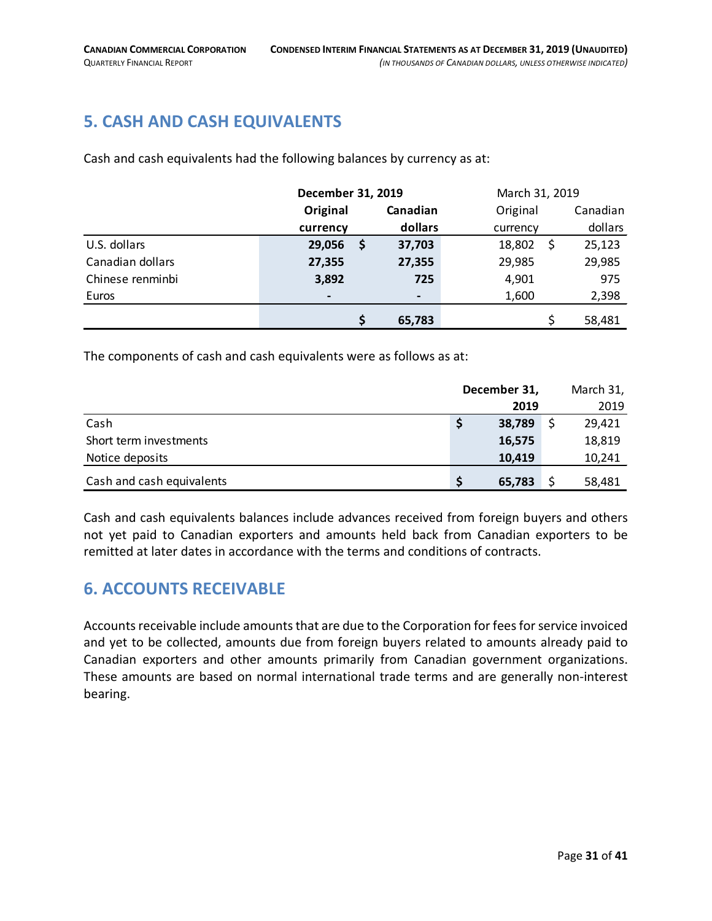## 5. CASH AND CASH EQUIVALENTS

Cash and cash equivalents had the following balances by currency as at:

| | **December 31, 2019** | | March 31, 2019 | |
|---|---|---|---|---|
| | **Original currency** | **Canadian dollars** | Original currency | Canadian dollars |
| U.S. dollars | **29,056** | **$ 37,703** | 18,802 | $ 25,123 |
| Canadian dollars | **27,355** | **27,355** | 29,985 | 29,985 |
| Chinese renminbi | **3,892** | **725** | 4,901 | 975 |
| Euros | **-** | **-** | 1,600 | 2,398 |
| | | **$ 65,783** | | $ 58,481 |

The components of cash and cash equivalents were as follows as at:

| | **December 31, 2019** | March 31, 2019 |
|---|---|---|
| Cash | **$ 38,789** | $ 29,421 |
| Short term investments | **16,575** | 18,819 |
| Notice deposits | **10,419** | 10,241 |
| Cash and cash equivalents | **$ 65,783** | $ 58,481 |

Cash and cash equivalents balances include advances received from foreign buyers and others not yet paid to Canadian exporters and amounts held back from Canadian exporters to be remitted at later dates in accordance with the terms and conditions of contracts.

## 6. ACCOUNTS RECEIVABLE

Accounts receivable include amounts that are due to the Corporation for fees for service invoiced and yet to be collected, amounts due from foreign buyers related to amounts already paid to Canadian exporters and other amounts primarily from Canadian government organizations. These amounts are based on normal international trade terms and are generally non-interest bearing.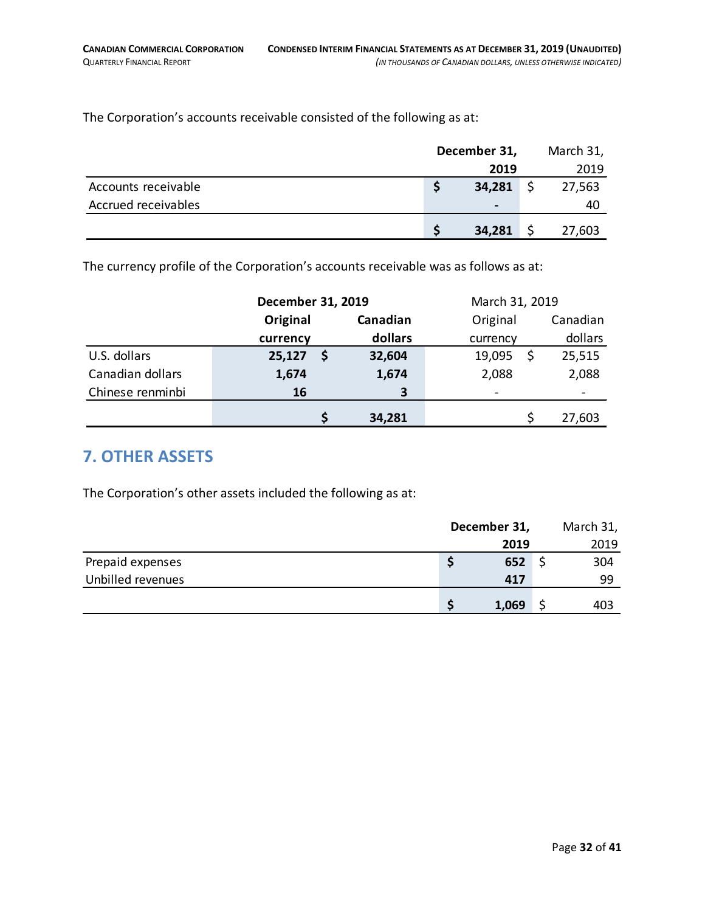The Corporation's accounts receivable consisted of the following as at:

| | December 31, 2019 | March 31, 2019 |
|---|---|---|
| Accounts receivable | $ 34,281 | $ 27,563 |
| Accrued receivables | - | 40 |
| | $ 34,281 | $ 27,603 |

The currency profile of the Corporation's accounts receivable was as follows as at:

| | December 31, 2019 | | March 31, 2019 | |
|---|---|---|---|---|
| | Original currency | Canadian dollars | Original currency | Canadian dollars |
| U.S. dollars | 25,127 | $ 32,604 | 19,095 | $ 25,515 |
| Canadian dollars | 1,674 | 1,674 | 2,088 | 2,088 |
| Chinese renminbi | 16 | 3 | - | - |
| | | $ 34,281 | | $ 27,603 |

## 7. OTHER ASSETS

The Corporation's other assets included the following as at:

| | December 31, 2019 | March 31, 2019 |
|---|---|---|
| Prepaid expenses | $ 652 | $ 304 |
| Unbilled revenues | 417 | 99 |
| | $ 1,069 | $ 403 |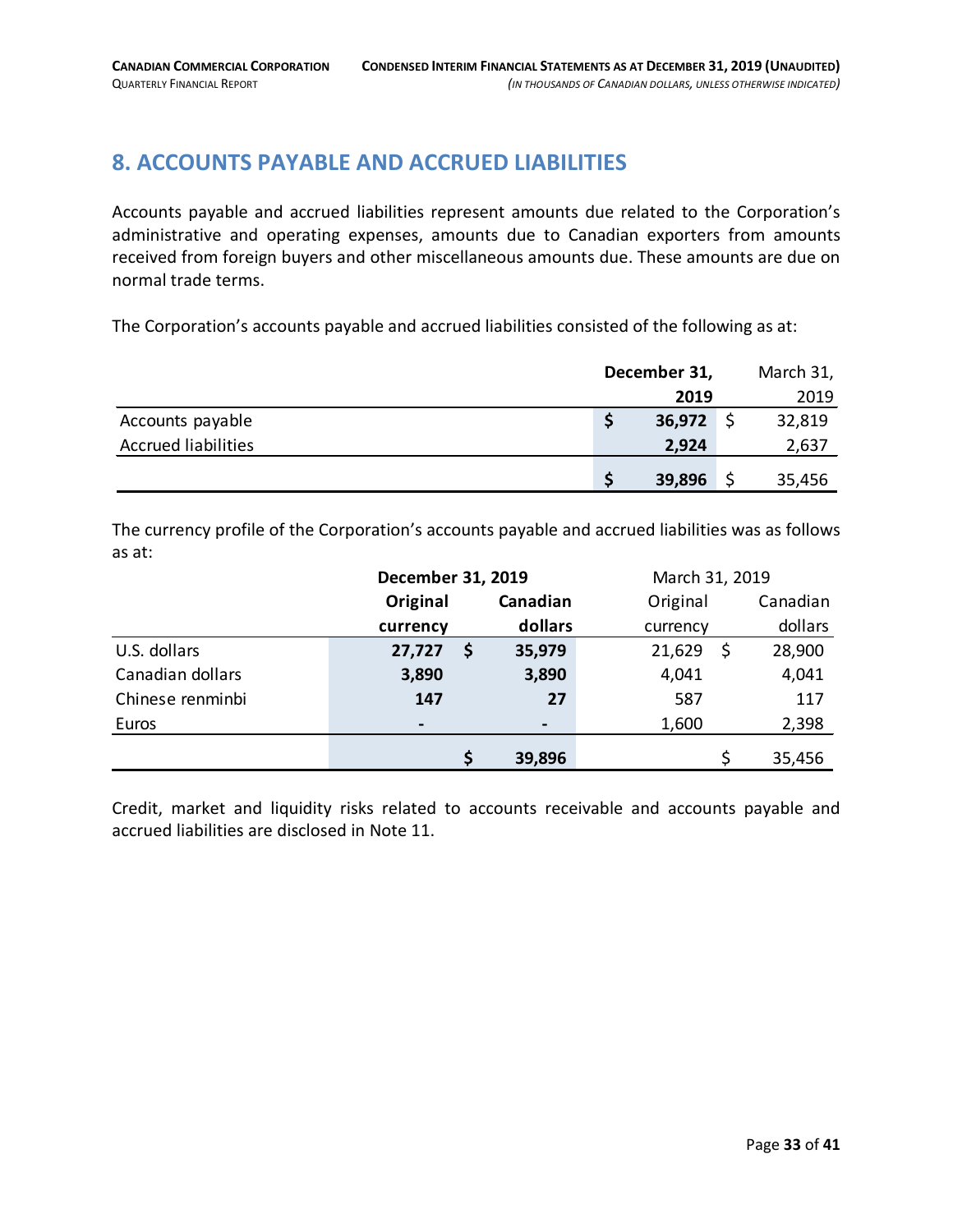## 8. ACCOUNTS PAYABLE AND ACCRUED LIABILITIES

Accounts payable and accrued liabilities represent amounts due related to the Corporation's administrative and operating expenses, amounts due to Canadian exporters from amounts received from foreign buyers and other miscellaneous amounts due. These amounts are due on normal trade terms.

The Corporation's accounts payable and accrued liabilities consisted of the following as at:

| | **December 31, 2019** | March 31, 2019 |
|---|---|---|
| Accounts payable | **$ 36,972** | $ 32,819 |
| Accrued liabilities | **2,924** | 2,637 |
| | **$ 39,896** | $ 35,456 |

The currency profile of the Corporation's accounts payable and accrued liabilities was as follows as at:

| | **December 31, 2019** | | March 31, 2019 | |
|---|---|---|---|---|
| | **Original currency** | **Canadian dollars** | Original currency | Canadian dollars |
| U.S. dollars | **27,727** | **$ 35,979** | 21,629 | $ 28,900 |
| Canadian dollars | **3,890** | **3,890** | 4,041 | 4,041 |
| Chinese renminbi | **147** | **27** | 587 | 117 |
| Euros | **-** | **-** | 1,600 | 2,398 |
| | | **$ 39,896** | | $ 35,456 |

Credit, market and liquidity risks related to accounts receivable and accounts payable and accrued liabilities are disclosed in Note 11.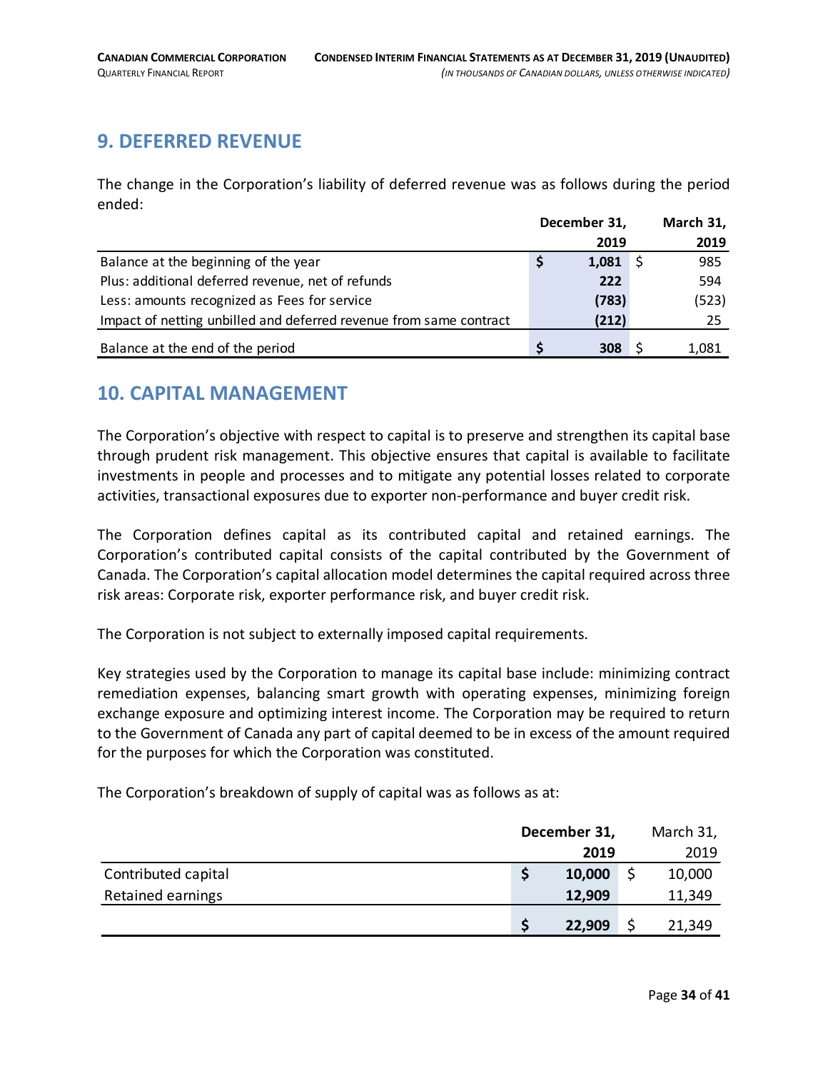## 9. DEFERRED REVENUE

The change in the Corporation's liability of deferred revenue was as follows during the period ended:

| | December 31, 2019 | March 31, 2019 |
|---|---|---|
| Balance at the beginning of the year | **$ 1,081** | $ 985 |
| Plus: additional deferred revenue, net of refunds | **222** | 594 |
| Less: amounts recognized as Fees for service | **(783)** | (523) |
| Impact of netting unbilled and deferred revenue from same contract | **(212)** | 25 |
| Balance at the end of the period | **$ 308** | $ 1,081 |

## 10. CAPITAL MANAGEMENT

The Corporation's objective with respect to capital is to preserve and strengthen its capital base through prudent risk management. This objective ensures that capital is available to facilitate investments in people and processes and to mitigate any potential losses related to corporate activities, transactional exposures due to exporter non-performance and buyer credit risk.

The Corporation defines capital as its contributed capital and retained earnings. The Corporation's contributed capital consists of the capital contributed by the Government of Canada. The Corporation's capital allocation model determines the capital required across three risk areas: Corporate risk, exporter performance risk, and buyer credit risk.

The Corporation is not subject to externally imposed capital requirements.

Key strategies used by the Corporation to manage its capital base include: minimizing contract remediation expenses, balancing smart growth with operating expenses, minimizing foreign exchange exposure and optimizing interest income. The Corporation may be required to return to the Government of Canada any part of capital deemed to be in excess of the amount required for the purposes for which the Corporation was constituted.

The Corporation's breakdown of supply of capital was as follows as at:

| | December 31, 2019 | March 31, 2019 |
|---|---|---|
| Contributed capital | **$ 10,000** | $ 10,000 |
| Retained earnings | **12,909** | 11,349 |
| | **$ 22,909** | $ 21,349 |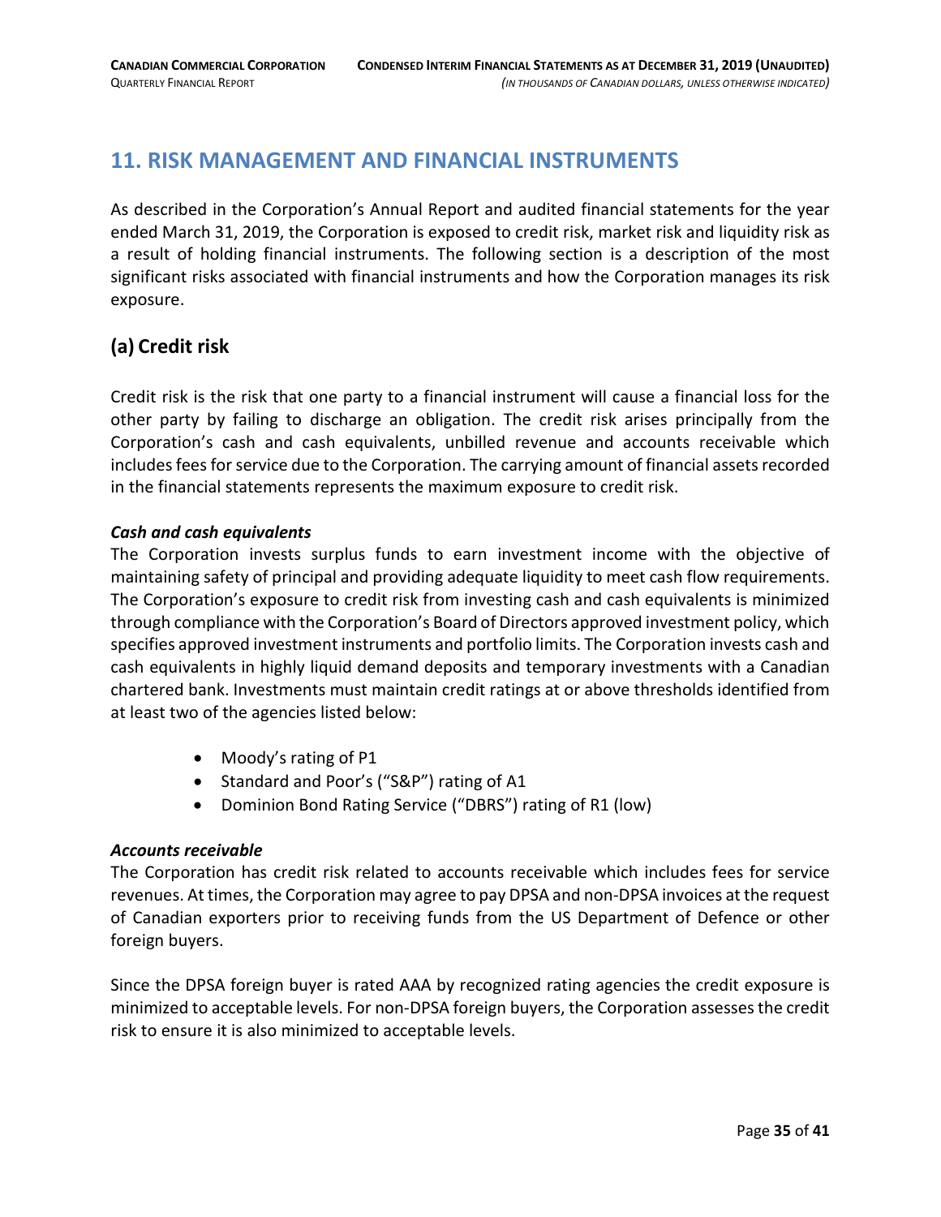## 11. RISK MANAGEMENT AND FINANCIAL INSTRUMENTS

As described in the Corporation's Annual Report and audited financial statements for the year ended March 31, 2019, the Corporation is exposed to credit risk, market risk and liquidity risk as a result of holding financial instruments. The following section is a description of the most significant risks associated with financial instruments and how the Corporation manages its risk exposure.

### (a) Credit risk

Credit risk is the risk that one party to a financial instrument will cause a financial loss for the other party by failing to discharge an obligation. The credit risk arises principally from the Corporation's cash and cash equivalents, unbilled revenue and accounts receivable which includes fees for service due to the Corporation. The carrying amount of financial assets recorded in the financial statements represents the maximum exposure to credit risk.

***Cash and cash equivalents***

The Corporation invests surplus funds to earn investment income with the objective of maintaining safety of principal and providing adequate liquidity to meet cash flow requirements. The Corporation's exposure to credit risk from investing cash and cash equivalents is minimized through compliance with the Corporation's Board of Directors approved investment policy, which specifies approved investment instruments and portfolio limits. The Corporation invests cash and cash equivalents in highly liquid demand deposits and temporary investments with a Canadian chartered bank. Investments must maintain credit ratings at or above thresholds identified from at least two of the agencies listed below:

- Moody's rating of P1
- Standard and Poor's ("S&P") rating of A1
- Dominion Bond Rating Service ("DBRS") rating of R1 (low)

***Accounts receivable***

The Corporation has credit risk related to accounts receivable which includes fees for service revenues. At times, the Corporation may agree to pay DPSA and non-DPSA invoices at the request of Canadian exporters prior to receiving funds from the US Department of Defence or other foreign buyers.

Since the DPSA foreign buyer is rated AAA by recognized rating agencies the credit exposure is minimized to acceptable levels. For non-DPSA foreign buyers, the Corporation assesses the credit risk to ensure it is also minimized to acceptable levels.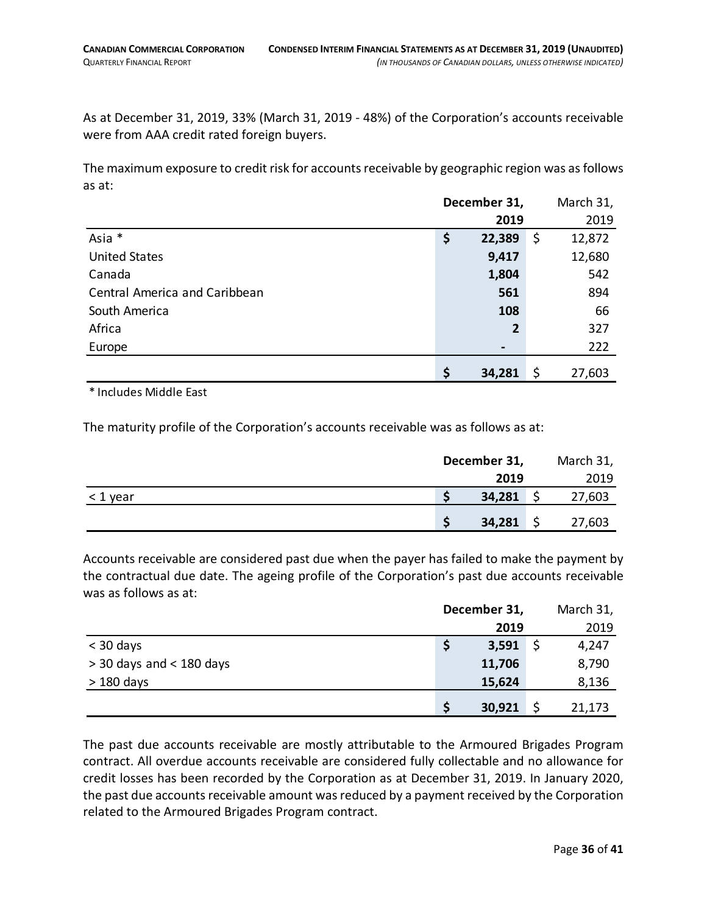As at December 31, 2019, 33% (March 31, 2019 - 48%) of the Corporation's accounts receivable were from AAA credit rated foreign buyers.

The maximum exposure to credit risk for accounts receivable by geographic region was as follows as at:

| | December 31, 2019 | March 31, 2019 |
|---|---|---|
| Asia * | $ 22,389 | $ 12,872 |
| United States | 9,417 | 12,680 |
| Canada | 1,804 | 542 |
| Central America and Caribbean | 561 | 894 |
| South America | 108 | 66 |
| Africa | 2 | 327 |
| Europe | - | 222 |
| | $ 34,281 | $ 27,603 |

\* Includes Middle East

The maturity profile of the Corporation's accounts receivable was as follows as at:

| | December 31, 2019 | March 31, 2019 |
|---|---|---|
| < 1 year | $ 34,281 | $ 27,603 |
| | $ 34,281 | $ 27,603 |

Accounts receivable are considered past due when the payer has failed to make the payment by the contractual due date. The ageing profile of the Corporation's past due accounts receivable was as follows as at:

| | December 31, 2019 | March 31, 2019 |
|---|---|---|
| < 30 days | $ 3,591 | $ 4,247 |
| > 30 days and < 180 days | 11,706 | 8,790 |
| > 180 days | 15,624 | 8,136 |
| | $ 30,921 | $ 21,173 |

The past due accounts receivable are mostly attributable to the Armoured Brigades Program contract. All overdue accounts receivable are considered fully collectable and no allowance for credit losses has been recorded by the Corporation as at December 31, 2019. In January 2020, the past due accounts receivable amount was reduced by a payment received by the Corporation related to the Armoured Brigades Program contract.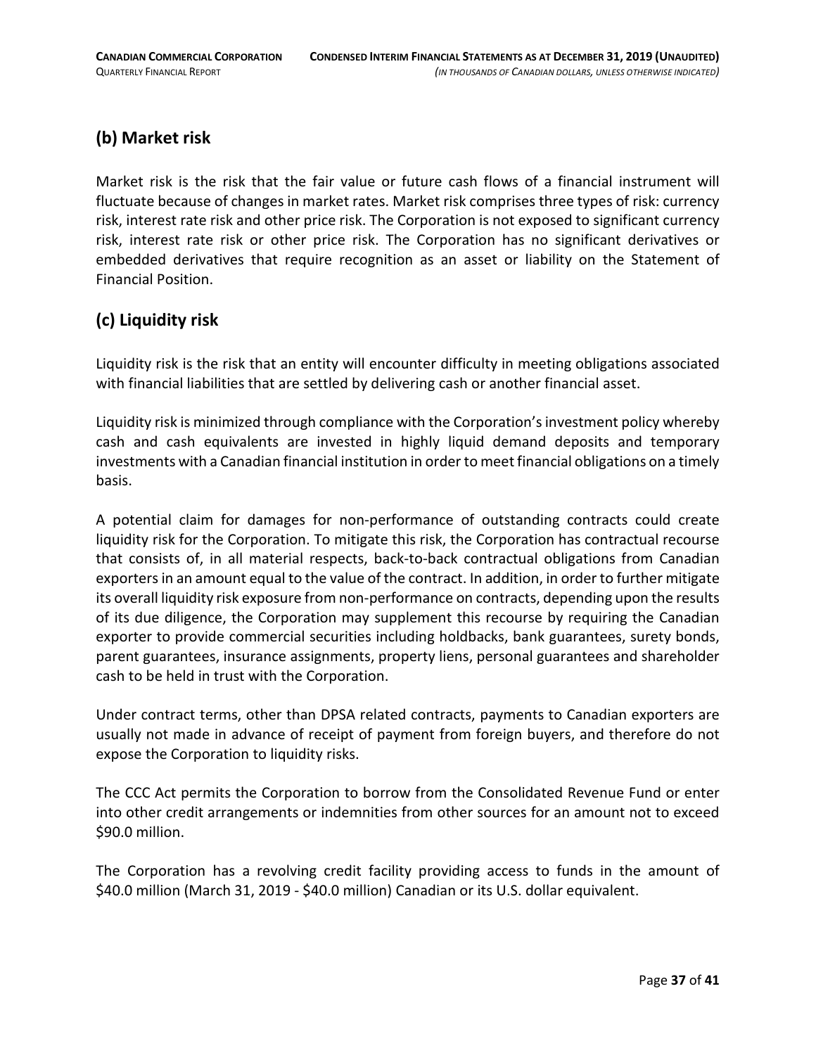## (b) Market risk

Market risk is the risk that the fair value or future cash flows of a financial instrument will fluctuate because of changes in market rates. Market risk comprises three types of risk: currency risk, interest rate risk and other price risk. The Corporation is not exposed to significant currency risk, interest rate risk or other price risk. The Corporation has no significant derivatives or embedded derivatives that require recognition as an asset or liability on the Statement of Financial Position.

## (c) Liquidity risk

Liquidity risk is the risk that an entity will encounter difficulty in meeting obligations associated with financial liabilities that are settled by delivering cash or another financial asset.

Liquidity risk is minimized through compliance with the Corporation's investment policy whereby cash and cash equivalents are invested in highly liquid demand deposits and temporary investments with a Canadian financial institution in order to meet financial obligations on a timely basis.

A potential claim for damages for non-performance of outstanding contracts could create liquidity risk for the Corporation. To mitigate this risk, the Corporation has contractual recourse that consists of, in all material respects, back-to-back contractual obligations from Canadian exporters in an amount equal to the value of the contract. In addition, in order to further mitigate its overall liquidity risk exposure from non-performance on contracts, depending upon the results of its due diligence, the Corporation may supplement this recourse by requiring the Canadian exporter to provide commercial securities including holdbacks, bank guarantees, surety bonds, parent guarantees, insurance assignments, property liens, personal guarantees and shareholder cash to be held in trust with the Corporation.

Under contract terms, other than DPSA related contracts, payments to Canadian exporters are usually not made in advance of receipt of payment from foreign buyers, and therefore do not expose the Corporation to liquidity risks.

The CCC Act permits the Corporation to borrow from the Consolidated Revenue Fund or enter into other credit arrangements or indemnities from other sources for an amount not to exceed $90.0 million.

The Corporation has a revolving credit facility providing access to funds in the amount of $40.0 million (March 31, 2019 - $40.0 million) Canadian or its U.S. dollar equivalent.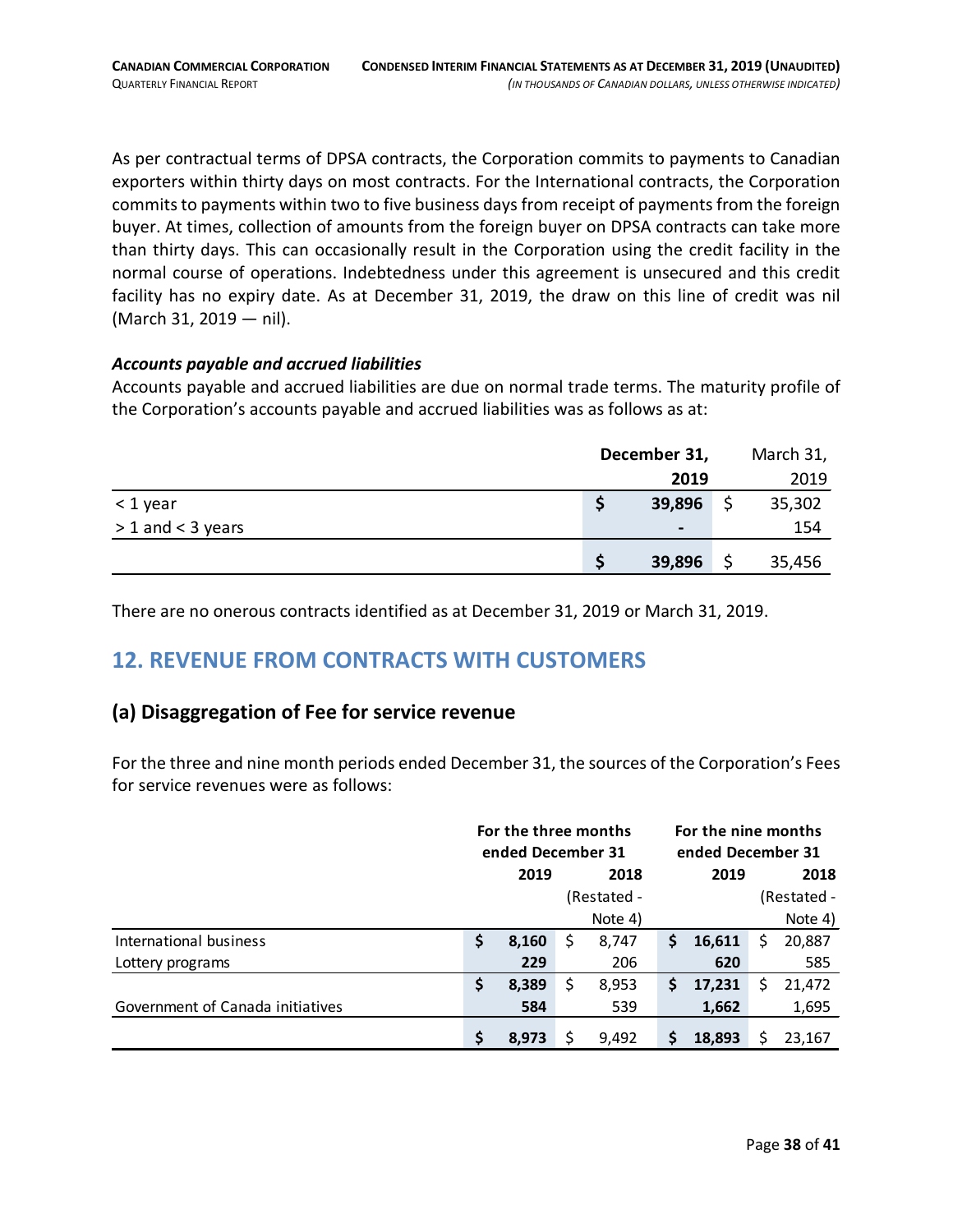As per contractual terms of DPSA contracts, the Corporation commits to payments to Canadian exporters within thirty days on most contracts. For the International contracts, the Corporation commits to payments within two to five business days from receipt of payments from the foreign buyer. At times, collection of amounts from the foreign buyer on DPSA contracts can take more than thirty days. This can occasionally result in the Corporation using the credit facility in the normal course of operations. Indebtedness under this agreement is unsecured and this credit facility has no expiry date. As at December 31, 2019, the draw on this line of credit was nil (March 31, 2019 — nil).

***Accounts payable and accrued liabilities***

Accounts payable and accrued liabilities are due on normal trade terms. The maturity profile of the Corporation's accounts payable and accrued liabilities was as follows as at:

| | **December 31, 2019** | March 31, 2019 |
|---|---|---|
| < 1 year | **$ 39,896** | $ 35,302 |
| > 1 and < 3 years | **-** | 154 |
| | **$ 39,896** | $ 35,456 |

There are no onerous contracts identified as at December 31, 2019 or March 31, 2019.

## 12. REVENUE FROM CONTRACTS WITH CUSTOMERS

### (a) Disaggregation of Fee for service revenue

For the three and nine month periods ended December 31, the sources of the Corporation's Fees for service revenues were as follows:

| | **For the three months ended December 31** | | **For the nine months ended December 31** | |
|---|---|---|---|---|
| | **2019** | **2018** (Restated - Note 4) | **2019** | **2018** (Restated - Note 4) |
| International business | **$ 8,160** | $ 8,747 | **$ 16,611** | $ 20,887 |
| Lottery programs | **229** | 206 | **620** | 585 |
| | **$ 8,389** | $ 8,953 | **$ 17,231** | $ 21,472 |
| Government of Canada initiatives | **584** | 539 | **1,662** | 1,695 |
| | **$ 8,973** | $ 9,492 | **$ 18,893** | $ 23,167 |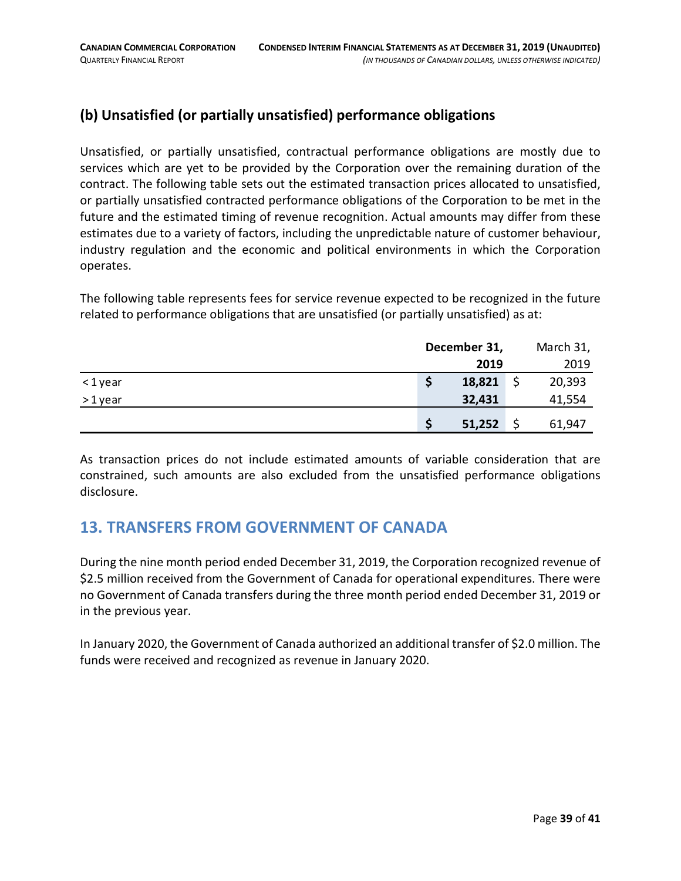## (b) Unsatisfied (or partially unsatisfied) performance obligations

Unsatisfied, or partially unsatisfied, contractual performance obligations are mostly due to services which are yet to be provided by the Corporation over the remaining duration of the contract. The following table sets out the estimated transaction prices allocated to unsatisfied, or partially unsatisfied contracted performance obligations of the Corporation to be met in the future and the estimated timing of revenue recognition. Actual amounts may differ from these estimates due to a variety of factors, including the unpredictable nature of customer behaviour, industry regulation and the economic and political environments in which the Corporation operates.

The following table represents fees for service revenue expected to be recognized in the future related to performance obligations that are unsatisfied (or partially unsatisfied) as at:

| | **December 31, 2019** | March 31, 2019 |
|---|---|---|
| < 1 year | **$ 18,821** | $ 20,393 |
| > 1 year | **32,431** | 41,554 |
| | **$ 51,252** | $ 61,947 |

As transaction prices do not include estimated amounts of variable consideration that are constrained, such amounts are also excluded from the unsatisfied performance obligations disclosure.

# 13. TRANSFERS FROM GOVERNMENT OF CANADA

During the nine month period ended December 31, 2019, the Corporation recognized revenue of $2.5 million received from the Government of Canada for operational expenditures. There were no Government of Canada transfers during the three month period ended December 31, 2019 or in the previous year.

In January 2020, the Government of Canada authorized an additional transfer of $2.0 million. The funds were received and recognized as revenue in January 2020.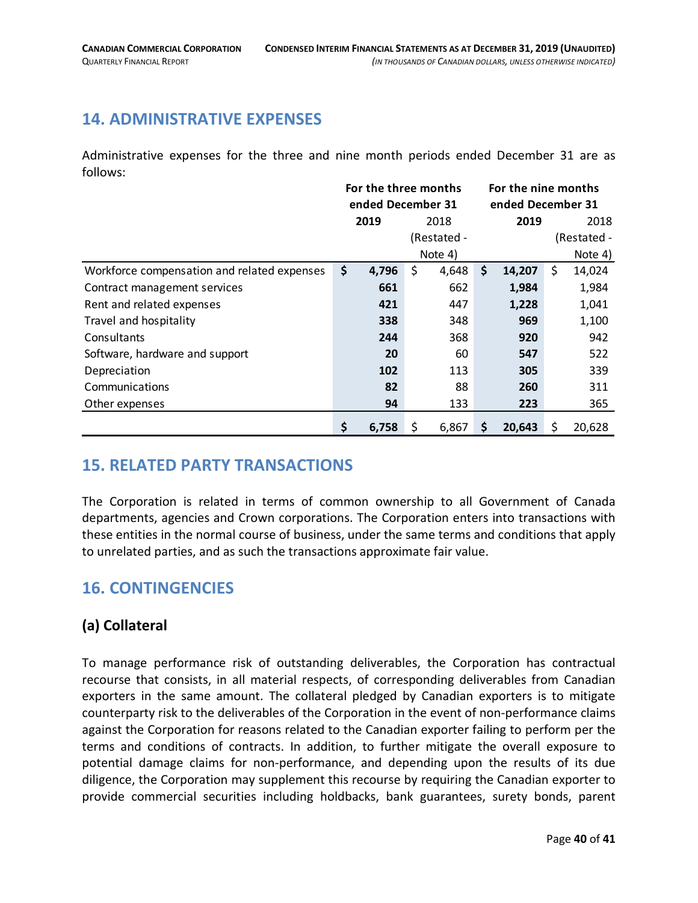## 14. ADMINISTRATIVE EXPENSES

Administrative expenses for the three and nine month periods ended December 31 are as follows:

| | For the three months ended December 31 | | For the nine months ended December 31 | |
|---|---|---|---|---|
| | **2019** | 2018 (Restated - Note 4) | **2019** | 2018 (Restated - Note 4) |
| Workforce compensation and related expenses | **$ 4,796** | $ 4,648 | **$ 14,207** | $ 14,024 |
| Contract management services | **661** | 662 | **1,984** | 1,984 |
| Rent and related expenses | **421** | 447 | **1,228** | 1,041 |
| Travel and hospitality | **338** | 348 | **969** | 1,100 |
| Consultants | **244** | 368 | **920** | 942 |
| Software, hardware and support | **20** | 60 | **547** | 522 |
| Depreciation | **102** | 113 | **305** | 339 |
| Communications | **82** | 88 | **260** | 311 |
| Other expenses | **94** | 133 | **223** | 365 |
| | **$ 6,758** | $ 6,867 | **$ 20,643** | $ 20,628 |

## 15. RELATED PARTY TRANSACTIONS

The Corporation is related in terms of common ownership to all Government of Canada departments, agencies and Crown corporations. The Corporation enters into transactions with these entities in the normal course of business, under the same terms and conditions that apply to unrelated parties, and as such the transactions approximate fair value.

## 16. CONTINGENCIES

### (a) Collateral

To manage performance risk of outstanding deliverables, the Corporation has contractual recourse that consists, in all material respects, of corresponding deliverables from Canadian exporters in the same amount. The collateral pledged by Canadian exporters is to mitigate counterparty risk to the deliverables of the Corporation in the event of non-performance claims against the Corporation for reasons related to the Canadian exporter failing to perform per the terms and conditions of contracts. In addition, to further mitigate the overall exposure to potential damage claims for non-performance, and depending upon the results of its due diligence, the Corporation may supplement this recourse by requiring the Canadian exporter to provide commercial securities including holdbacks, bank guarantees, surety bonds, parent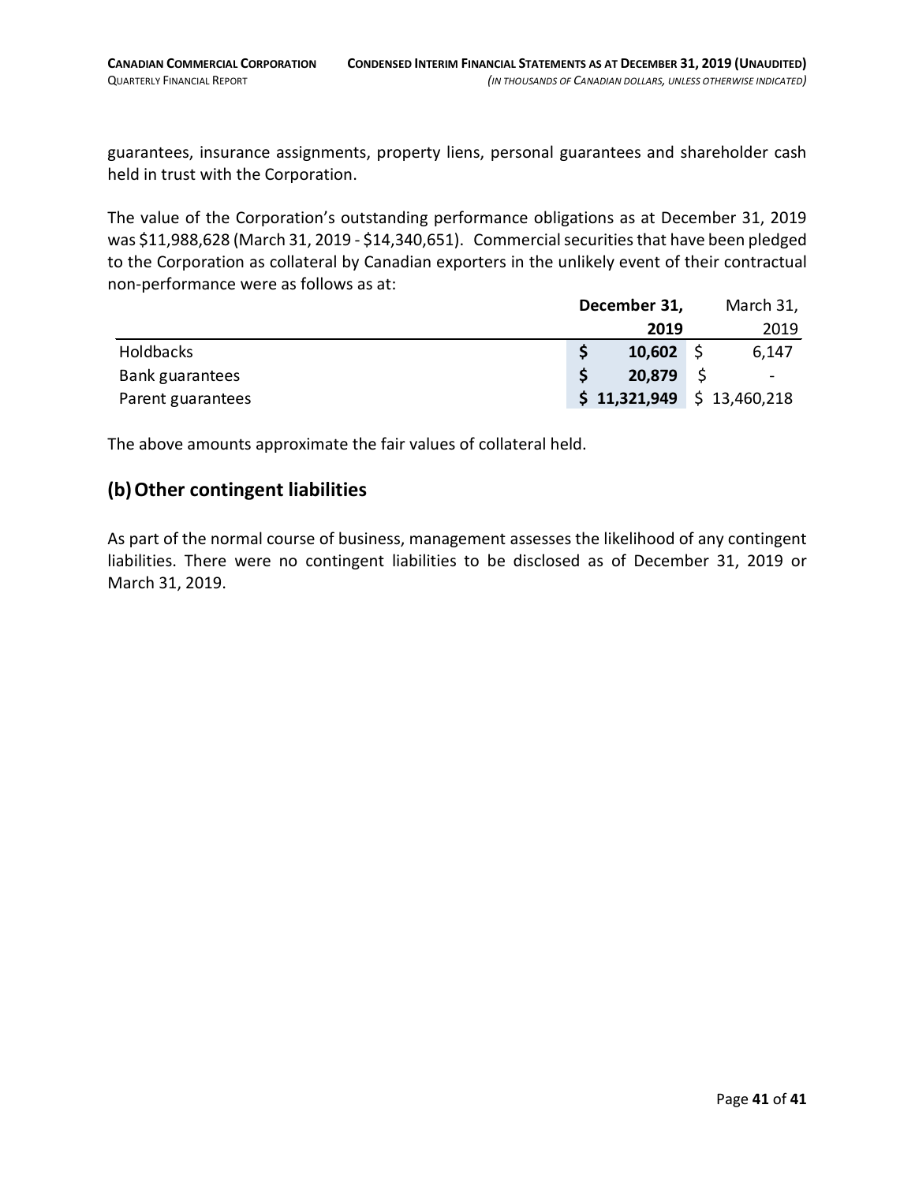guarantees, insurance assignments, property liens, personal guarantees and shareholder cash held in trust with the Corporation.

The value of the Corporation's outstanding performance obligations as at December 31, 2019 was $11,988,628 (March 31, 2019 - $14,340,651). Commercial securities that have been pledged to the Corporation as collateral by Canadian exporters in the unlikely event of their contractual non-performance were as follows as at:

| | December 31, 2019 | March 31, 2019 |
|---|---|---|
| Holdbacks | **$ 10,602** | $ 6,147 |
| Bank guarantees | **$ 20,879** | $ - |
| Parent guarantees | **$ 11,321,949** | $ 13,460,218 |

The above amounts approximate the fair values of collateral held.

## (b) Other contingent liabilities

As part of the normal course of business, management assesses the likelihood of any contingent liabilities. There were no contingent liabilities to be disclosed as of December 31, 2019 or March 31, 2019.